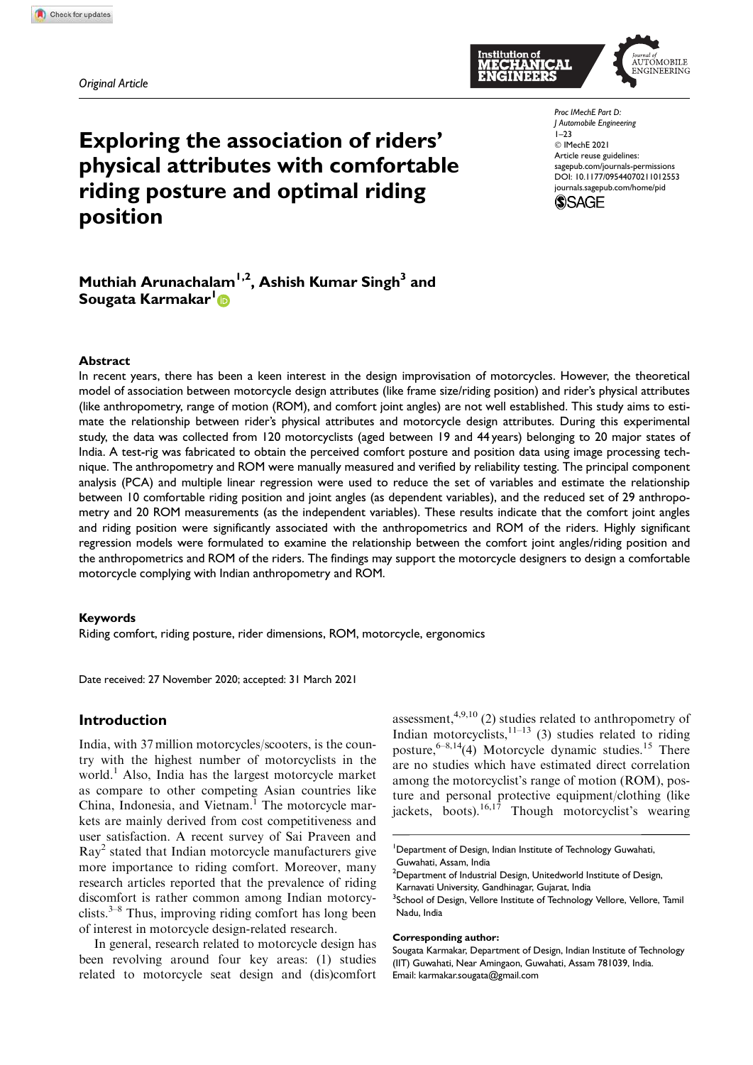*Original Article*

# Exploring the association of riders' physical attributes with comfortable riding posture and optimal riding position

**Muthiah Arunachalam[1,2], Ashish Kumar Singh[3] and Sougata Karmakar[1]**

### Abstract

In recent years, there has been a keen interest in the design improvisation of motorcycles. However, the theoretical model of association between motorcycle design attributes (like frame size/riding position) and rider's physical attributes (like anthropometry, range of motion (ROM), and comfort joint angles) are not well established. This study aims to estimate the relationship between rider's physical attributes and motorcycle design attributes. During this experimental study, the data was collected from 120 motorcyclists (aged between 19 and 44 years) belonging to 20 major states of India. A test-rig was fabricated to obtain the perceived comfort posture and position data using image processing technique. The anthropometry and ROM were manually measured and verified by reliability testing. The principal component analysis (PCA) and multiple linear regression were used to reduce the set of variables and estimate the relationship between 10 comfortable riding position and joint angles (as dependent variables), and the reduced set of 29 anthropometry and 20 ROM measurements (as the independent variables). These results indicate that the comfort joint angles and riding position were significantly associated with the anthropometrics and ROM of the riders. Highly significant regression models were formulated to examine the relationship between the comfort joint angles/riding position and the anthropometrics and ROM of the riders. The findings may support the motorcycle designers to design a comfortable motorcycle complying with Indian anthropometry and ROM.

### Keywords

Riding comfort, riding posture, rider dimensions, ROM, motorcycle, ergonomics

Date received: 27 November 2020; accepted: 31 March 2021

## Introduction

India, with 37 million motorcycles/scooters, is the country with the highest number of motorcyclists in the world.[1] Also, India has the largest motorcycle market as compare to other competing Asian countries like China, Indonesia, and Vietnam.[1] The motorcycle markets are mainly derived from cost competitiveness and user satisfaction. A recent survey of Sai Praveen and Ray[2] stated that Indian motorcycle manufacturers give more importance to riding comfort. Moreover, many research articles reported that the prevalence of riding discomfort is rather common among Indian motorcyclists.[3–8] Thus, improving riding comfort has long been of interest in motorcycle design-related research.

In general, research related to motorcycle design has been revolving around four key areas: (1) studies related to motorcycle seat design and (dis)comfort assessment,[4,9,10] (2) studies related to anthropometry of Indian motorcyclists,[11–13] (3) studies related to riding posture,[6–8,14](4) Motorcycle dynamic studies.[15] There are no studies which have estimated direct correlation among the motorcyclist's range of motion (ROM), posture and personal protective equipment/clothing (like jackets, boots).[16,17] Though motorcyclist's wearing

[1]Department of Design, Indian Institute of Technology Guwahati, Guwahati, Assam, India
[2]Department of Industrial Design, Unitedworld Institute of Design, Karnavati University, Gandhinagar, Gujarat, India
[3]School of Design, Vellore Institute of Technology Vellore, Vellore, Tamil Nadu, India

**Corresponding author:**
Sougata Karmakar, Department of Design, Indian Institute of Technology (IIT) Guwahati, Near Amingaon, Guwahati, Assam 781039, India.
Email: karmakar.sougata@gmail.com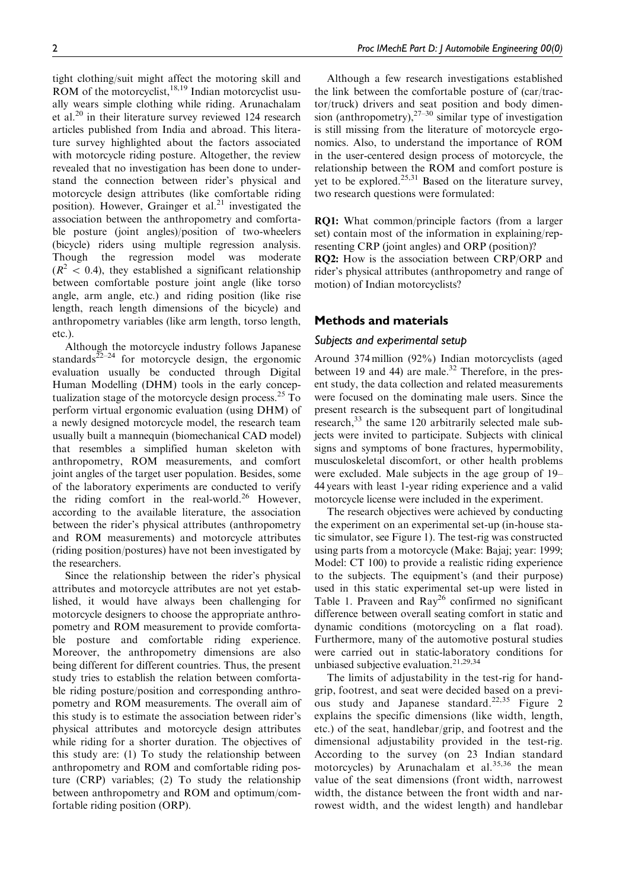tight clothing/suit might affect the motoring skill and ROM of the motorcyclist,[18,19] Indian motorcyclist usually wears simple clothing while riding. Arunachalam et al.[20] in their literature survey reviewed 124 research articles published from India and abroad. This literature survey highlighted about the factors associated with motorcycle riding posture. Altogether, the review revealed that no investigation has been done to understand the connection between rider's physical and motorcycle design attributes (like comfortable riding position). However, Grainger et al.[21] investigated the association between the anthropometry and comfortable posture (joint angles)/position of two-wheelers (bicycle) riders using multiple regression analysis. Though the regression model was moderate ($R^2 < 0.4$), they established a significant relationship between comfortable posture joint angle (like torso angle, arm angle, etc.) and riding position (like rise length, reach length dimensions of the bicycle) and anthropometry variables (like arm length, torso length, etc.).

Although the motorcycle industry follows Japanese standards[22–24] for motorcycle design, the ergonomic evaluation usually be conducted through Digital Human Modelling (DHM) tools in the early conceptualization stage of the motorcycle design process.[25] To perform virtual ergonomic evaluation (using DHM) of a newly designed motorcycle model, the research team usually built a mannequin (biomechanical CAD model) that resembles a simplified human skeleton with anthropometry, ROM measurements, and comfort joint angles of the target user population. Besides, some of the laboratory experiments are conducted to verify the riding comfort in the real-world.[26] However, according to the available literature, the association between the rider's physical attributes (anthropometry and ROM measurements) and motorcycle attributes (riding position/postures) have not been investigated by the researchers.

Since the relationship between the rider's physical attributes and motorcycle attributes are not yet established, it would have always been challenging for motorcycle designers to choose the appropriate anthropometry and ROM measurement to provide comfortable posture and comfortable riding experience. Moreover, the anthropometry dimensions are also being different for different countries. Thus, the present study tries to establish the relation between comfortable riding posture/position and corresponding anthropometry and ROM measurements. The overall aim of this study is to estimate the association between rider's physical attributes and motorcycle design attributes while riding for a shorter duration. The objectives of this study are: (1) To study the relationship between anthropometry and ROM and comfortable riding posture (CRP) variables; (2) To study the relationship between anthropometry and ROM and optimum/comfortable riding position (ORP).

Although a few research investigations established the link between the comfortable posture of (car/tractor/truck) drivers and seat position and body dimension (anthropometry),[27–30] similar type of investigation is still missing from the literature of motorcycle ergonomics. Also, to understand the importance of ROM in the user-centered design process of motorcycle, the relationship between the ROM and comfort posture is yet to be explored.[25,31] Based on the literature survey, two research questions were formulated:

**RQ1:** What common/principle factors (from a larger set) contain most of the information in explaining/representing CRP (joint angles) and ORP (position)?

**RQ2:** How is the association between CRP/ORP and rider's physical attributes (anthropometry and range of motion) of Indian motorcyclists?

## Methods and materials

### Subjects and experimental setup

Around 374 million (92%) Indian motorcyclists (aged between 19 and 44) are male.[32] Therefore, in the present study, the data collection and related measurements were focused on the dominating male users. Since the present research is the subsequent part of longitudinal research,[33] the same 120 arbitrarily selected male subjects were invited to participate. Subjects with clinical signs and symptoms of bone fractures, hypermobility, musculoskeletal discomfort, or other health problems were excluded. Male subjects in the age group of 19–44 years with least 1-year riding experience and a valid motorcycle license were included in the experiment.

The research objectives were achieved by conducting the experiment on an experimental set-up (in-house static simulator, see Figure 1). The test-rig was constructed using parts from a motorcycle (Make: Bajaj; year: 1999; Model: CT 100) to provide a realistic riding experience to the subjects. The equipment's (and their purpose) used in this static experimental set-up were listed in Table 1. Praveen and Ray[26] confirmed no significant difference between overall seating comfort in static and dynamic conditions (motorcycling on a flat road). Furthermore, many of the automotive postural studies were carried out in static-laboratory conditions for unbiased subjective evaluation.[21,29,34]

The limits of adjustability in the test-rig for handgrip, footrest, and seat were decided based on a previous study and Japanese standard.[22,35] Figure 2 explains the specific dimensions (like width, length, etc.) of the seat, handlebar/grip, and footrest and the dimensional adjustability provided in the test-rig. According to the survey (on 23 Indian standard motorcycles) by Arunachalam et al.[35,36] the mean value of the seat dimensions (front width, narrowest width, the distance between the front width and narrowest width, and the widest length) and handlebar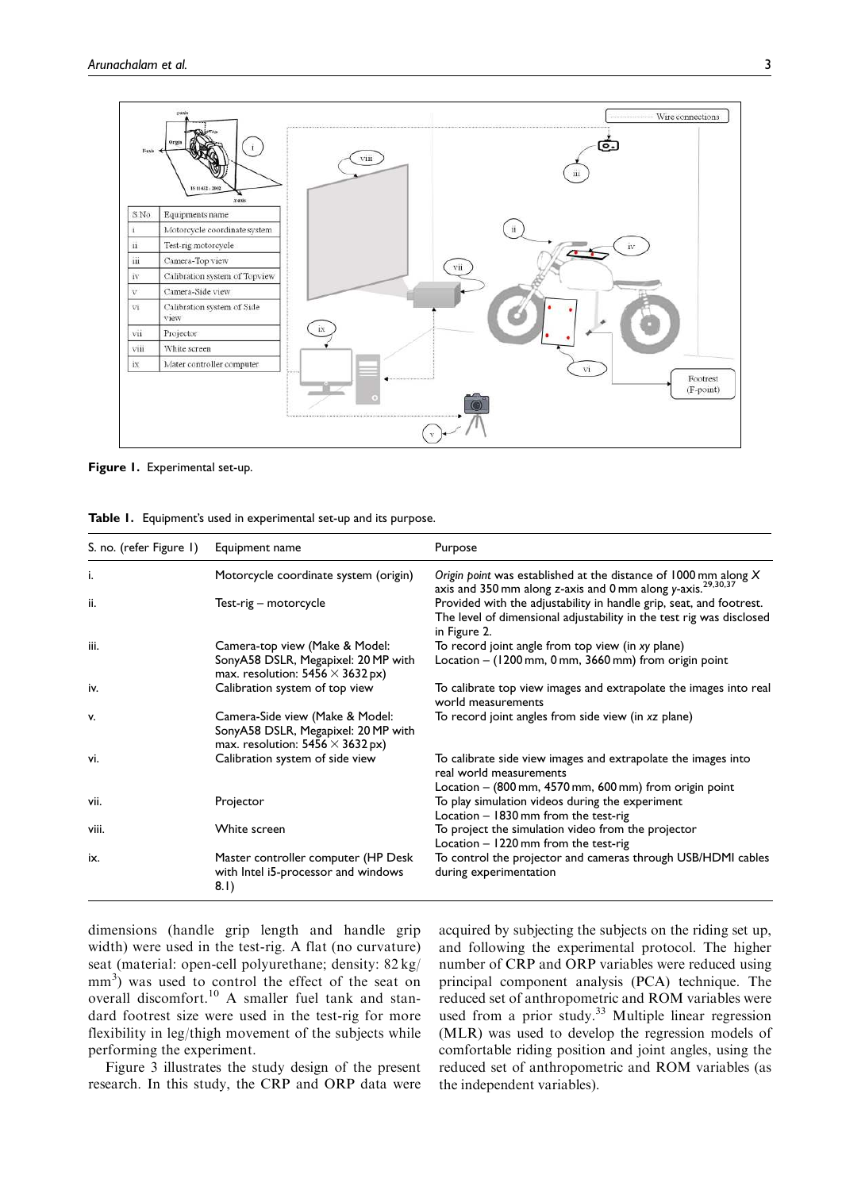Figure 1. Experimental set-up.

Table 1. Equipment's used in experimental set-up and its purpose.

| S. no. (refer Figure 1) | Equipment name | Purpose |
| --- | --- | --- |
| i. | Motorcycle coordinate system (origin) | *Origin point* was established at the distance of 1000 mm along *X* axis and 350 mm along *z*-axis and 0 mm along *y*-axis.[29,30,37] |
| ii. | Test-rig – motorcycle | Provided with the adjustability in handle grip, seat, and footrest. The level of dimensional adjustability in the test rig was disclosed in Figure 2. |
| iii. | Camera-top view (Make & Model: SonyA58 DSLR, Megapixel: 20 MP with max. resolution: 5456 × 3632 px) | To record joint angle from top view (in *xy* plane) Location – (1200 mm, 0 mm, 3660 mm) from origin point |
| iv. | Calibration system of top view | To calibrate top view images and extrapolate the images into real world measurements |
| v. | Camera-Side view (Make & Model: SonyA58 DSLR, Megapixel: 20 MP with max. resolution: 5456 × 3632 px) | To record joint angles from side view (in *xz* plane) |
| vi. | Calibration system of side view | To calibrate side view images and extrapolate the images into real world measurements Location – (800 mm, 4570 mm, 600 mm) from origin point |
| vii. | Projector | To play simulation videos during the experiment Location – 1830 mm from the test-rig |
| viii. | White screen | To project the simulation video from the projector Location – 1220 mm from the test-rig |
| ix. | Master controller computer (HP Desk with Intel i5-processor and windows 8.1) | To control the projector and cameras through USB/HDMI cables during experimentation |

dimensions (handle grip length and handle grip width) were used in the test-rig. A flat (no curvature) seat (material: open-cell polyurethane; density: 82 kg/mm$^3$) was used to control the effect of the seat on overall discomfort.[10] A smaller fuel tank and standard footrest size were used in the test-rig for more flexibility in leg/thigh movement of the subjects while performing the experiment.

Figure 3 illustrates the study design of the present research. In this study, the CRP and ORP data were acquired by subjecting the subjects on the riding set up, and following the experimental protocol. The higher number of CRP and ORP variables were reduced using principal component analysis (PCA) technique. The reduced set of anthropometric and ROM variables were used from a prior study.[33] Multiple linear regression (MLR) was used to develop the regression models of comfortable riding position and joint angles, using the reduced set of anthropometric and ROM variables (as the independent variables).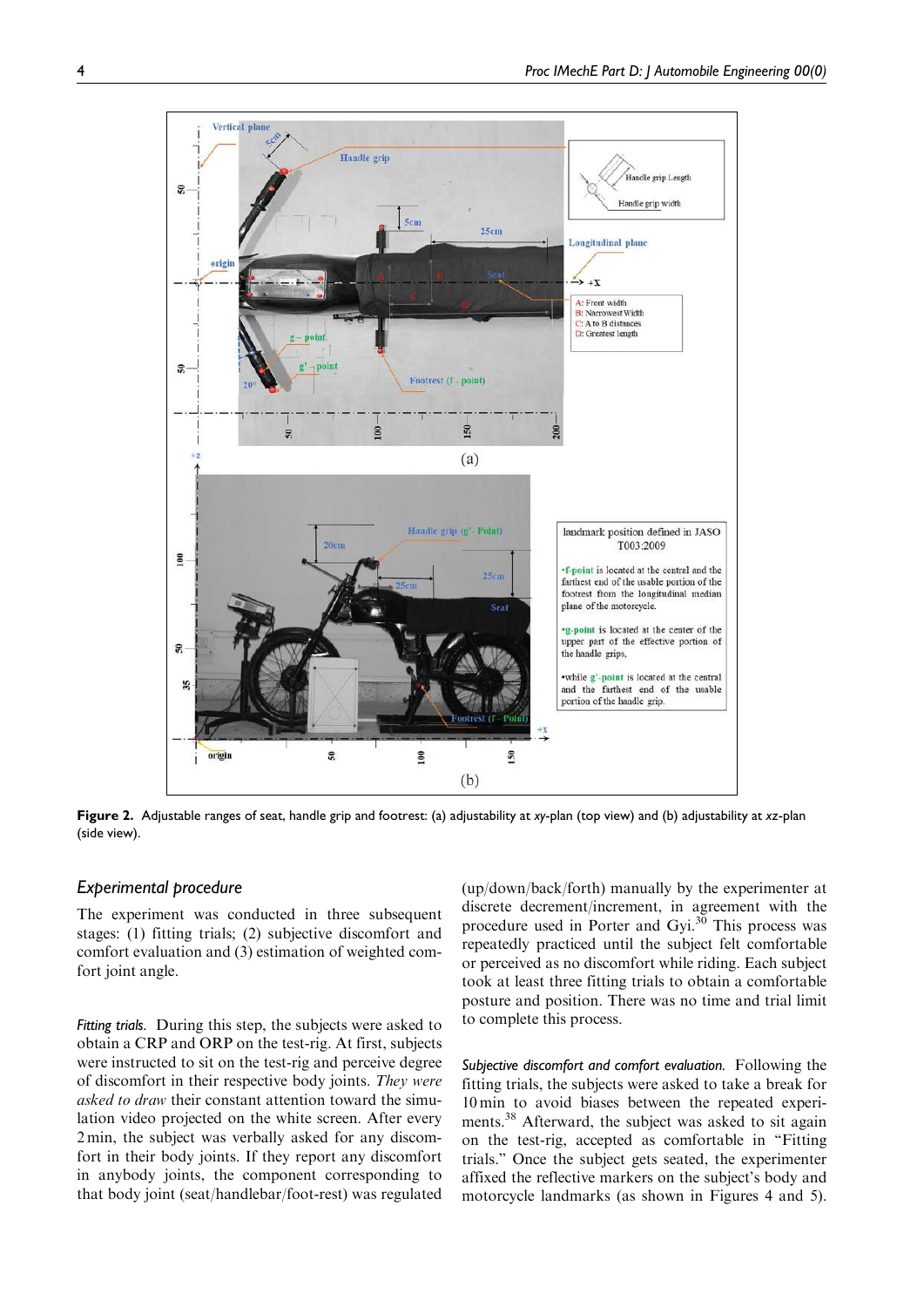**Figure 2.** Adjustable ranges of seat, handle grip and footrest: (a) adjustability at *xy*-plan (top view) and (b) adjustability at *xz*-plan (side view).

### *Experimental procedure*

The experiment was conducted in three subsequent stages: (1) fitting trials; (2) subjective discomfort and comfort evaluation and (3) estimation of weighted comfort joint angle.

*Fitting trials.* During this step, the subjects were asked to obtain a CRP and ORP on the test-rig. At first, subjects were instructed to sit on the test-rig and perceive degree of discomfort in their respective body joints. *They were asked to draw* their constant attention toward the simulation video projected on the white screen. After every 2 min, the subject was verbally asked for any discomfort in their body joints. If they report any discomfort in anybody joints, the component corresponding to that body joint (seat/handlebar/foot-rest) was regulated (up/down/back/forth) manually by the experimenter at discrete decrement/increment, in agreement with the procedure used in Porter and Gyi.[30] This process was repeatedly practiced until the subject felt comfortable or perceived as no discomfort while riding. Each subject took at least three fitting trials to obtain a comfortable posture and position. There was no time and trial limit to complete this process.

*Subjective discomfort and comfort evaluation.* Following the fitting trials, the subjects were asked to take a break for 10 min to avoid biases between the repeated experiments.[38] Afterward, the subject was asked to sit again on the test-rig, accepted as comfortable in "Fitting trials." Once the subject gets seated, the experimenter affixed the reflective markers on the subject's body and motorcycle landmarks (as shown in Figures 4 and 5).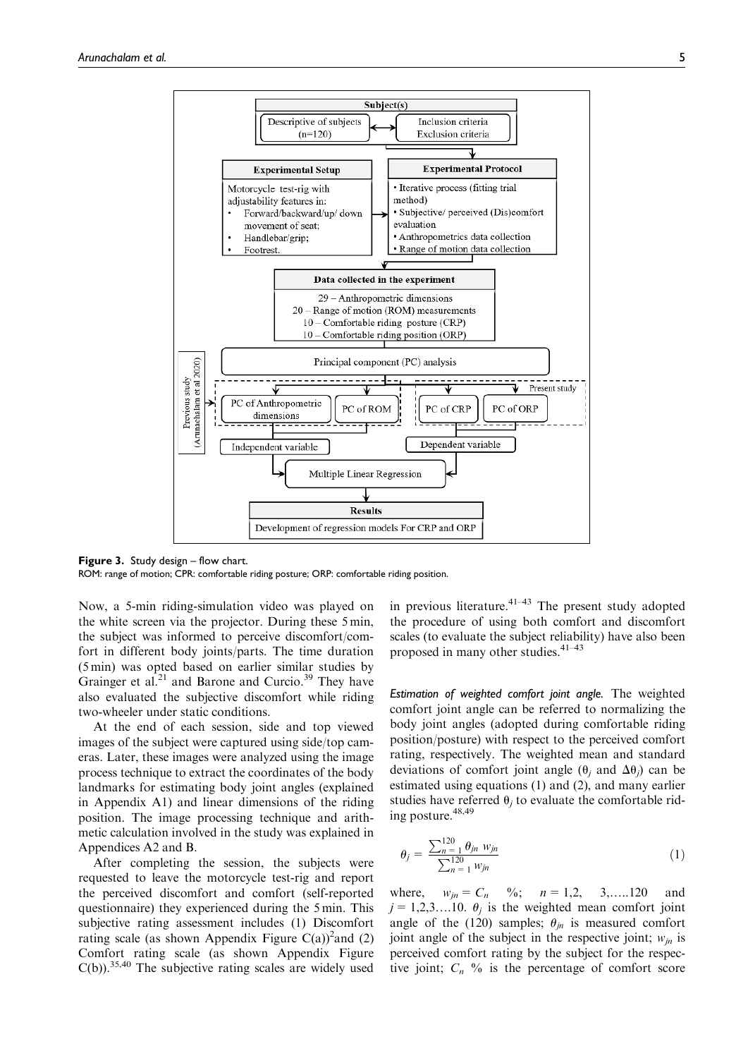**Figure 3.** Study design – flow chart.
ROM: range of motion; CPR: comfortable riding posture; ORP: comfortable riding position.

Now, a 5-min riding-simulation video was played on the white screen via the projector. During these 5 min, the subject was informed to perceive discomfort/comfort in different body joints/parts. The time duration (5 min) was opted based on earlier similar studies by Grainger et al.[21] and Barone and Curcio.[39] They have also evaluated the subjective discomfort while riding two-wheeler under static conditions.

At the end of each session, side and top viewed images of the subject were captured using side/top cameras. Later, these images were analyzed using the image process technique to extract the coordinates of the body landmarks for estimating body joint angles (explained in Appendix A1) and linear dimensions of the riding position. The image processing technique and arithmetic calculation involved in the study was explained in Appendices A2 and B.

After completing the session, the subjects were requested to leave the motorcycle test-rig and report the perceived discomfort and comfort (self-reported questionnaire) they experienced during the 5 min. This subjective rating assessment includes (1) Discomfort rating scale (as shown Appendix Figure C(a))[2] and (2) Comfort rating scale (as shown Appendix Figure C(b)).[35,40] The subjective rating scales are widely used in previous literature.[41–43] The present study adopted the procedure of using both comfort and discomfort scales (to evaluate the subject reliability) have also been proposed in many other studies.[41–43]

*Estimation of weighted comfort joint angle.* The weighted comfort joint angle can be referred to normalizing the body joint angles (adopted during comfortable riding position/posture) with respect to the perceived comfort rating, respectively. The weighted mean and standard deviations of comfort joint angle ($\theta_j$ and $\Delta\theta_j$) can be estimated using equations (1) and (2), and many earlier studies have referred $\theta_j$ to evaluate the comfortable riding posture.[48,49]

$$\theta_j = \frac{\sum_{n=1}^{120} \theta_{jn} \; w_{jn}}{\sum_{n=1}^{120} w_{jn}} \tag{1}$$

where, $w_{jn} = C_n$ %; $n = 1,2, 3,\ldots..120$ and $j = 1,2,3\ldots.10$. $\theta_j$ is the weighted mean comfort joint angle of the (120) samples; $\theta_{jn}$ is measured comfort joint angle of the subject in the respective joint; $w_{jn}$ is perceived comfort rating by the subject for the respective joint; $C_n$ % is the percentage of comfort score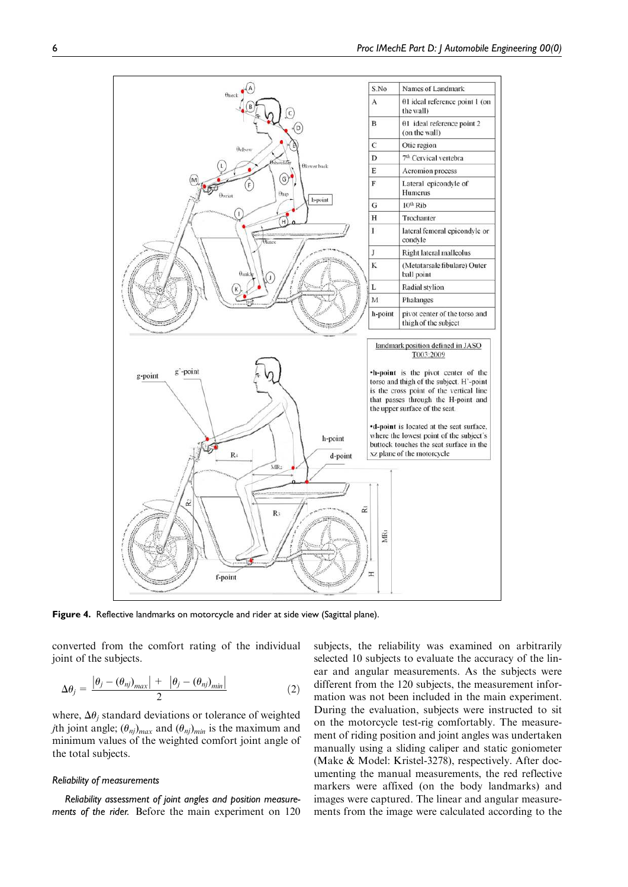| S.No | Names of Landmark |
| --- | --- |
| A | θ1 ideal reference point 1 (on the wall) |
| B | θ1 ideal reference point 2 (on the wall) |
| C | Otic region |
| D | 7th Cervical vertebra |
| E | Acromion process |
| F | Lateral epicondyle of Humerus |
| G | 10th Rib |
| H | Trochanter |
| I | lateral femoral epicondyle or condyle |
| J | Right lateral malleolus |
| K | (Metatarsale fibulare) Outer ball point |
| L | Radial stylion |
| M | Phalanges |
| h-point | pivot center of the torso and thigh of the subject |

landmark position defined in JASO T003:2009

- h-point is the pivot center of the torso and thigh of the subject. H'-point is the cross point of the vertical line that passes through the H-point and the upper surface of the seat.
- d-point is located at the seat surface, where the lowest point of the subject's buttock touches the seat surface in the xz plane of the motorcycle

**Figure 4.** Reflective landmarks on motorcycle and rider at side view (Sagittal plane).

converted from the comfort rating of the individual joint of the subjects.

$$\Delta\theta_j = \frac{|\theta_j - (\theta_{nj})_{max}| + |\theta_j - (\theta_{nj})_{min}|}{2} \quad (2)$$

where, $\Delta\theta_j$ standard deviations or tolerance of weighted $j$th joint angle; $(\theta_{nj})_{max}$ and $(\theta_{nj})_{min}$ is the maximum and minimum values of the weighted comfort joint angle of the total subjects.

### *Reliability of measurements*

***Reliability assessment of joint angles and position measurements of the rider.*** Before the main experiment on 120 subjects, the reliability was examined on arbitrarily selected 10 subjects to evaluate the accuracy of the linear and angular measurements. As the subjects were different from the 120 subjects, the measurement information was not been included in the main experiment. During the evaluation, subjects were instructed to sit on the motorcycle test-rig comfortably. The measurement of riding position and joint angles was undertaken manually using a sliding caliper and static goniometer (Make & Model: Kristel-3278), respectively. After documenting the manual measurements, the red reflective markers were affixed (on the body landmarks) and images were captured. The linear and angular measurements from the image were calculated according to the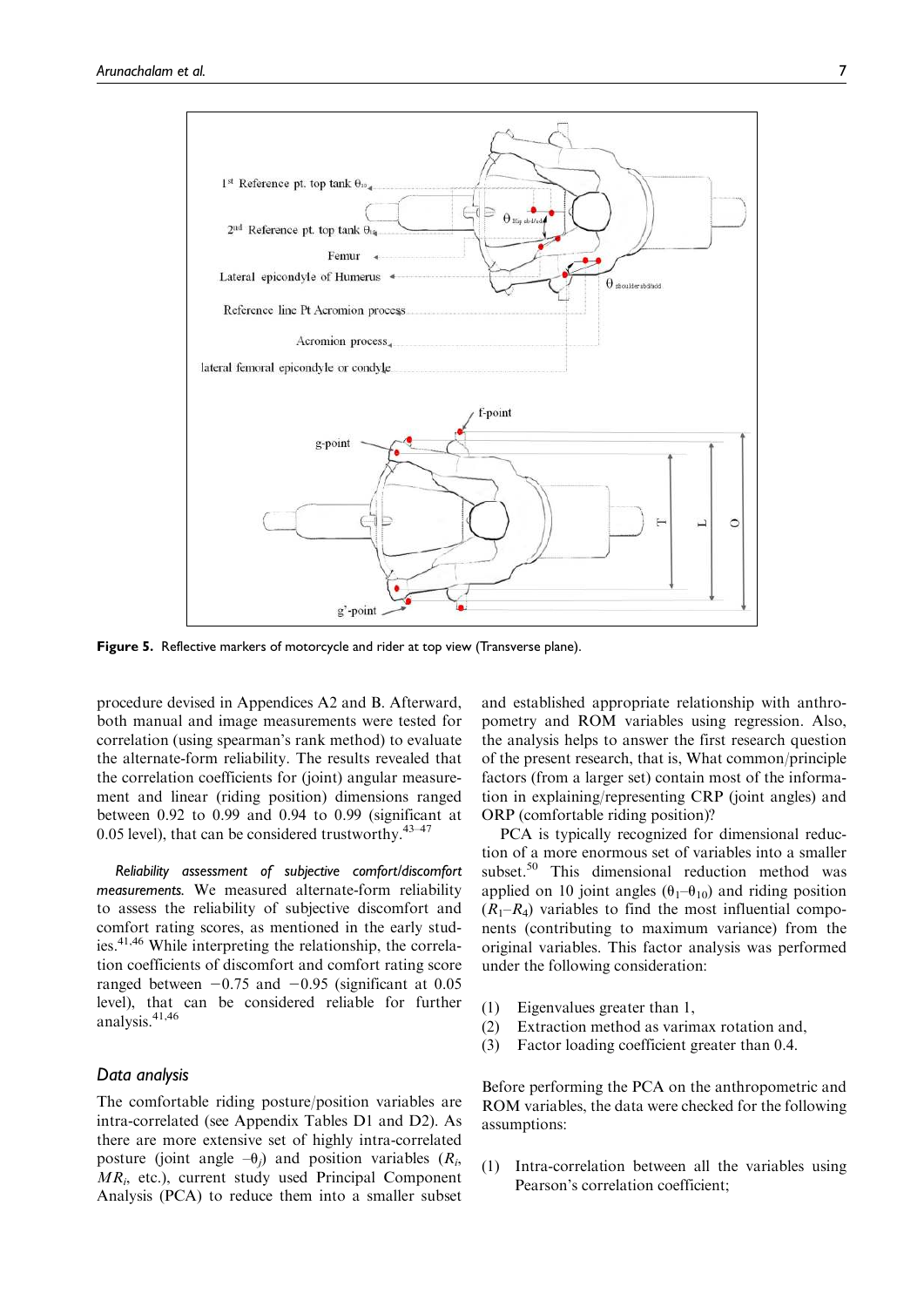Figure 5. Reflective markers of motorcycle and rider at top view (Transverse plane).

procedure devised in Appendices A2 and B. Afterward, both manual and image measurements were tested for correlation (using spearman's rank method) to evaluate the alternate-form reliability. The results revealed that the correlation coefficients for (joint) angular measurement and linear (riding position) dimensions ranged between 0.92 to 0.99 and 0.94 to 0.99 (significant at 0.05 level), that can be considered trustworthy.[43–47]

*Reliability assessment of subjective comfort/discomfort measurements.* We measured alternate-form reliability to assess the reliability of subjective discomfort and comfort rating scores, as mentioned in the early studies.[41,46] While interpreting the relationship, the correlation coefficients of discomfort and comfort rating score ranged between −0.75 and −0.95 (significant at 0.05 level), that can be considered reliable for further analysis.[41,46]

### Data analysis

The comfortable riding posture/position variables are intra-correlated (see Appendix Tables D1 and D2). As there are more extensive set of highly intra-correlated posture (joint angle $-\theta_j$) and position variables ($R_i$, $MR_i$, etc.), current study used Principal Component Analysis (PCA) to reduce them into a smaller subset and established appropriate relationship with anthropometry and ROM variables using regression. Also, the analysis helps to answer the first research question of the present research, that is, What common/principle factors (from a larger set) contain most of the information in explaining/representing CRP (joint angles) and ORP (comfortable riding position)?

PCA is typically recognized for dimensional reduction of a more enormous set of variables into a smaller subset.[50] This dimensional reduction method was applied on 10 joint angles ($\theta_1$–$\theta_{10}$) and riding position ($R_1$–$R_4$) variables to find the most influential components (contributing to maximum variance) from the original variables. This factor analysis was performed under the following consideration:

(1) Eigenvalues greater than 1,
(2) Extraction method as varimax rotation and,
(3) Factor loading coefficient greater than 0.4.

Before performing the PCA on the anthropometric and ROM variables, the data were checked for the following assumptions:

(1) Intra-correlation between all the variables using Pearson's correlation coefficient;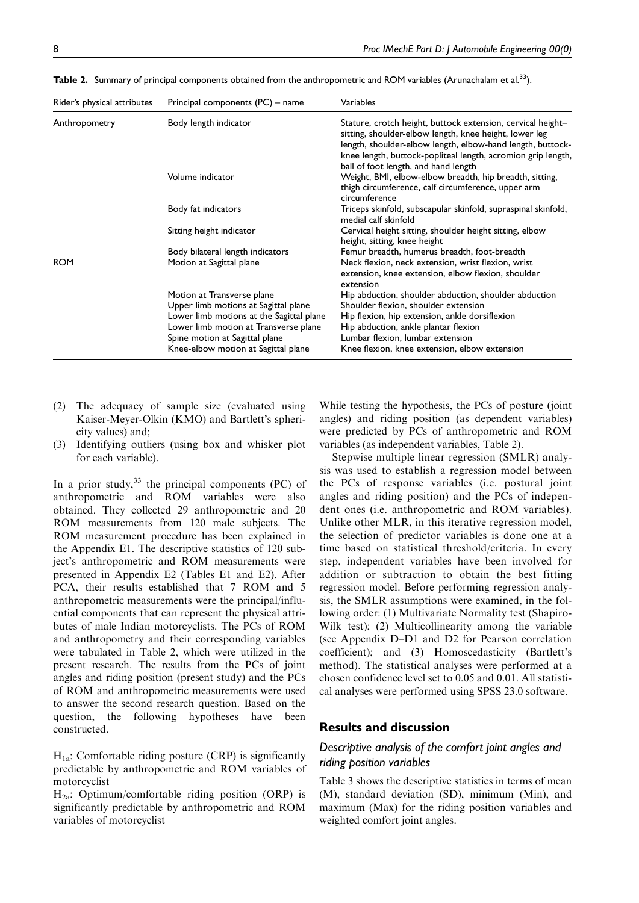**Table 2.** Summary of principal components obtained from the anthropometric and ROM variables (Arunachalam et al.[33]).

| Rider's physical attributes | Principal components (PC) – name | Variables |
|---|---|---|
| Anthropometry | Body length indicator | Stature, crotch height, buttock extension, cervical height–sitting, shoulder-elbow length, knee height, lower leg length, shoulder-elbow length, elbow-hand length, buttock-knee length, buttock-popliteal length, acromion grip length, ball of foot length, and hand length |
| | Volume indicator | Weight, BMI, elbow-elbow breadth, hip breadth, sitting, thigh circumference, calf circumference, upper arm circumference |
| | Body fat indicators | Triceps skinfold, subscapular skinfold, supraspinal skinfold, medial calf skinfold |
| | Sitting height indicator | Cervical height sitting, shoulder height sitting, elbow height, sitting, knee height |
| | Body bilateral length indicators | Femur breadth, humerus breadth, foot-breadth |
| ROM | Motion at Sagittal plane | Neck flexion, neck extension, wrist flexion, wrist extension, knee extension, elbow flexion, shoulder extension |
| | Motion at Transverse plane | Hip abduction, shoulder abduction, shoulder abduction |
| | Upper limb motions at Sagittal plane | Shoulder flexion, shoulder extension |
| | Lower limb motions at the Sagittal plane | Hip flexion, hip extension, ankle dorsiflexion |
| | Lower limb motion at Transverse plane | Hip abduction, ankle plantar flexion |
| | Spine motion at Sagittal plane | Lumbar flexion, lumbar extension |
| | Knee-elbow motion at Sagittal plane | Knee flexion, knee extension, elbow extension |

(2) The adequacy of sample size (evaluated using Kaiser-Meyer-Olkin (KMO) and Bartlett's sphericity values) and;

(3) Identifying outliers (using box and whisker plot for each variable).

In a prior study,[33] the principal components (PC) of anthropometric and ROM variables were also obtained. They collected 29 anthropometric and 20 ROM measurements from 120 male subjects. The ROM measurement procedure has been explained in the Appendix E1. The descriptive statistics of 120 subject's anthropometric and ROM measurements were presented in Appendix E2 (Tables E1 and E2). After PCA, their results established that 7 ROM and 5 anthropometric measurements were the principal/influential components that can represent the physical attributes of male Indian motorcyclists. The PCs of ROM and anthropometry and their corresponding variables were tabulated in Table 2, which were utilized in the present research. The results from the PCs of joint angles and riding position (present study) and the PCs of ROM and anthropometric measurements were used to answer the second research question. Based on the question, the following hypotheses have been constructed.

$H_{1a}$: Comfortable riding posture (CRP) is significantly predictable by anthropometric and ROM variables of motorcyclist

$H_{2a}$: Optimum/comfortable riding position (ORP) is significantly predictable by anthropometric and ROM variables of motorcyclist

While testing the hypothesis, the PCs of posture (joint angles) and riding position (as dependent variables) were predicted by PCs of anthropometric and ROM variables (as independent variables, Table 2).

Stepwise multiple linear regression (SMLR) analysis was used to establish a regression model between the PCs of response variables (i.e. postural joint angles and riding position) and the PCs of independent ones (i.e. anthropometric and ROM variables). Unlike other MLR, in this iterative regression model, the selection of predictor variables is done one at a time based on statistical threshold/criteria. In every step, independent variables have been involved for addition or subtraction to obtain the best fitting regression model. Before performing regression analysis, the SMLR assumptions were examined, in the following order: (1) Multivariate Normality test (Shapiro-Wilk test); (2) Multicollinearity among the variable (see Appendix D–D1 and D2 for Pearson correlation coefficient); and (3) Homoscedasticity (Bartlett's method). The statistical analyses were performed at a chosen confidence level set to 0.05 and 0.01. All statistical analyses were performed using SPSS 23.0 software.

## Results and discussion

### Descriptive analysis of the comfort joint angles and riding position variables

Table 3 shows the descriptive statistics in terms of mean (M), standard deviation (SD), minimum (Min), and maximum (Max) for the riding position variables and weighted comfort joint angles.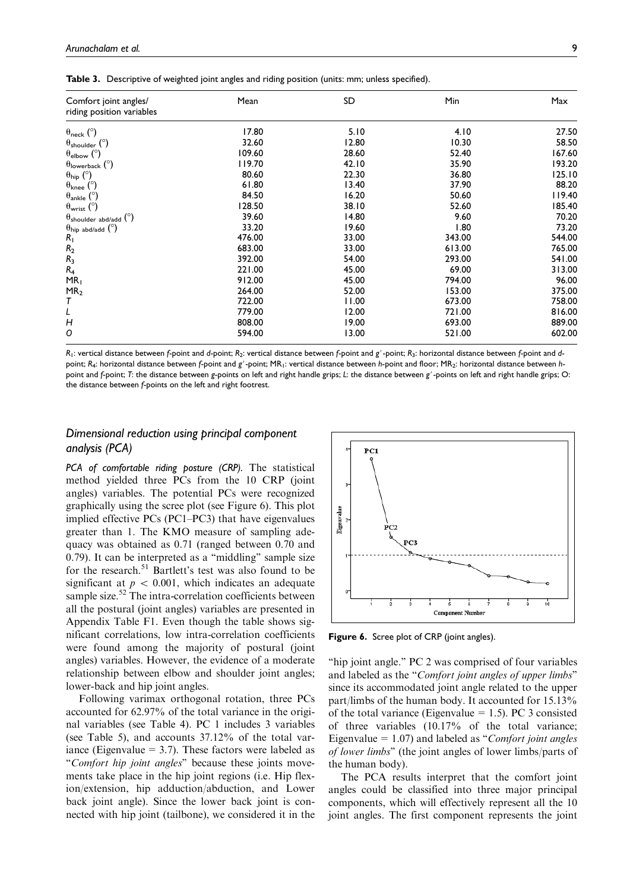**Table 3.** Descriptive of weighted joint angles and riding position (units: mm; unless specified).

| Comfort joint angles/ riding position variables | Mean | SD | Min | Max |
|---|---|---|---|---|
| $\theta_{neck}$ (°) | 17.80 | 5.10 | 4.10 | 27.50 |
| $\theta_{shoulder}$ (°) | 32.60 | 12.80 | 10.30 | 58.50 |
| $\theta_{elbow}$ (°) | 109.60 | 28.60 | 52.40 | 167.60 |
| $\theta_{lowerback}$ (°) | 119.70 | 42.10 | 35.90 | 193.20 |
| $\theta_{hip}$ (°) | 80.60 | 22.30 | 36.80 | 125.10 |
| $\theta_{knee}$ (°) | 61.80 | 13.40 | 37.90 | 88.20 |
| $\theta_{ankle}$ (°) | 84.50 | 16.20 | 50.60 | 119.40 |
| $\theta_{wrist}$ (°) | 128.50 | 38.10 | 52.60 | 185.40 |
| $\theta_{shoulder\ abd/add}$ (°) | 39.60 | 14.80 | 9.60 | 70.20 |
| $\theta_{hip\ abd/add}$ (°) | 33.20 | 19.60 | 1.80 | 73.20 |
| $R_1$ | 476.00 | 33.00 | 343.00 | 544.00 |
| $R_2$ | 683.00 | 33.00 | 613.00 | 765.00 |
| $R_3$ | 392.00 | 54.00 | 293.00 | 541.00 |
| $R_4$ | 221.00 | 45.00 | 69.00 | 313.00 |
| $MR_1$ | 912.00 | 45.00 | 794.00 | 96.00 |
| $MR_2$ | 264.00 | 52.00 | 153.00 | 375.00 |
| $T$ | 722.00 | 11.00 | 673.00 | 758.00 |
| $L$ | 779.00 | 12.00 | 721.00 | 816.00 |
| $H$ | 808.00 | 19.00 | 693.00 | 889.00 |
| $O$ | 594.00 | 13.00 | 521.00 | 602.00 |

$R_1$: vertical distance between *f*-point and *d*-point; $R_2$: vertical distance between *f*-point and *g'*-point; $R_3$: horizontal distance between *f*-point and *d*-point; $R_4$: horizontal distance between *f*-point and *g'*-point; $MR_1$: vertical distance between *h*-point and floor; $MR_2$: horizontal distance between *h*-point and *f*-point; *T*: the distance between *g*-points on left and right handle grips; *L*: the distance between *g'*-points on left and right handle grips; O: the distance between *f*-points on the left and right footrest.

## Dimensional reduction using principal component analysis (PCA)

*PCA of comfortable riding posture (CRP).* The statistical method yielded three PCs from the 10 CRP (joint angles) variables. The potential PCs were recognized graphically using the scree plot (see Figure 6). This plot implied effective PCs (PC1–PC3) that have eigenvalues greater than 1. The KMO measure of sampling adequacy was obtained as 0.71 (ranged between 0.70 and 0.79). It can be interpreted as a "middling" sample size for the research.[51] Bartlett's test was also found to be significant at $p < 0.001$, which indicates an adequate sample size.[52] The intra-correlation coefficients between all the postural (joint angles) variables are presented in Appendix Table F1. Even though the table shows significant correlations, low intra-correlation coefficients were found among the majority of postural (joint angles) variables. However, the evidence of a moderate relationship between elbow and shoulder joint angles; lower-back and hip joint angles.

Following varimax orthogonal rotation, three PCs accounted for 62.97% of the total variance in the original variables (see Table 4). PC 1 includes 3 variables (see Table 5), and accounts 37.12% of the total variance (Eigenvalue = 3.7). These factors were labeled as "*Comfort hip joint angles*" because these joints movements take place in the hip joint regions (i.e. Hip flexion/extension, hip adduction/abduction, and Lower back joint angle). Since the lower back joint is connected with hip joint (tailbone), we considered it in the "hip joint angle." PC 2 was comprised of four variables and labeled as the "*Comfort joint angles of upper limbs*" since its accommodated joint angle related to the upper part/limbs of the human body. It accounted for 15.13% of the total variance (Eigenvalue = 1.5). PC 3 consisted of three variables (10.17% of the total variance; Eigenvalue = 1.07) and labeled as "*Comfort joint angles of lower limbs*" (the joint angles of lower limbs/parts of the human body).

**Figure 6.** Scree plot of CRP (joint angles).

The PCA results interpret that the comfort joint angles could be classified into three major principal components, which will effectively represent all the 10 joint angles. The first component represents the joint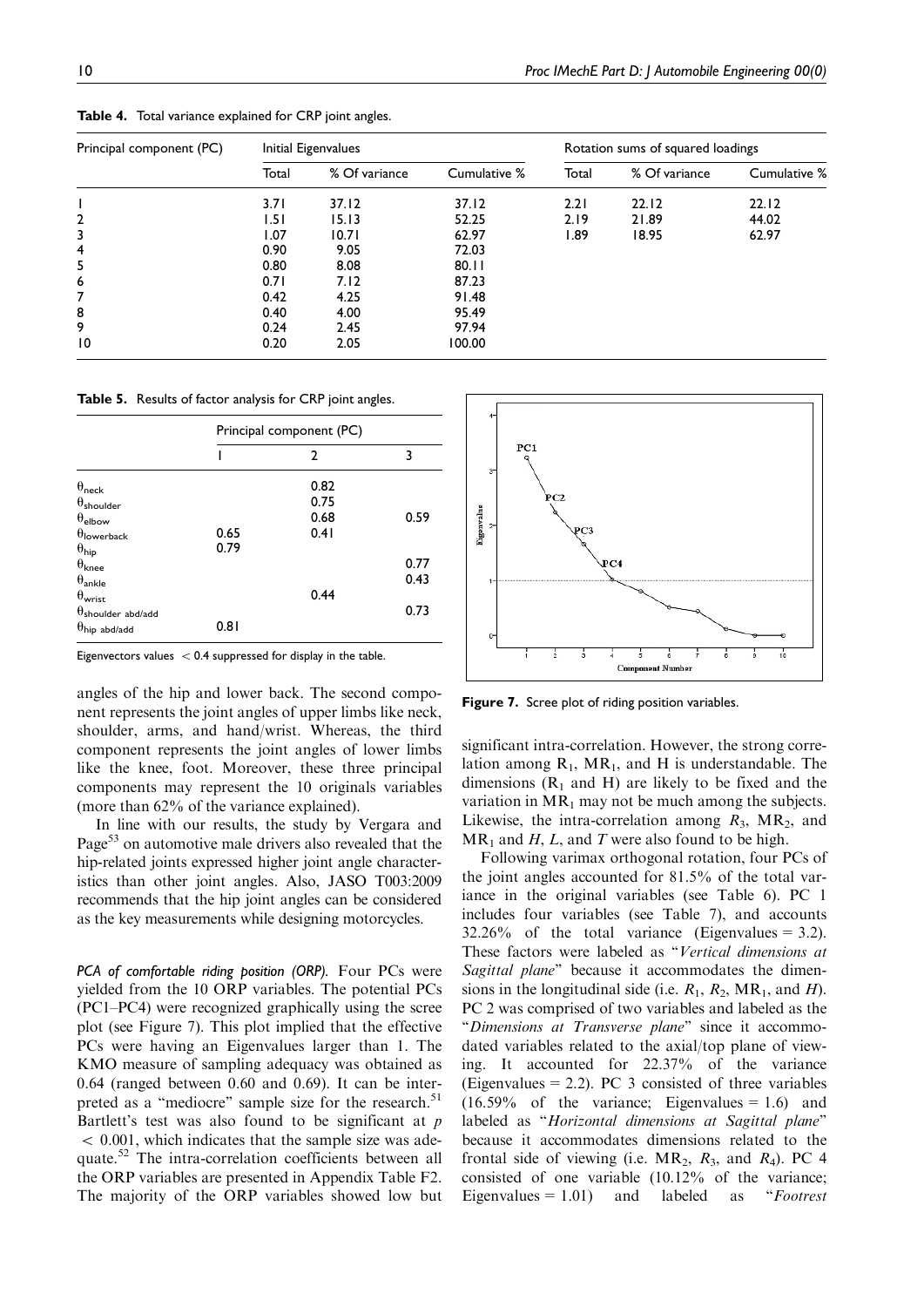**Table 4.** Total variance explained for CRP joint angles.

| Principal component (PC) | Initial Eigenvalues | | | Rotation sums of squared loadings | | |
|---|---|---|---|---|---|---|
| | Total | % Of variance | Cumulative % | Total | % Of variance | Cumulative % |
| 1 | 3.71 | 37.12 | 37.12 | 2.21 | 22.12 | 22.12 |
| 2 | 1.51 | 15.13 | 52.25 | 2.19 | 21.89 | 44.02 |
| 3 | 1.07 | 10.71 | 62.97 | 1.89 | 18.95 | 62.97 |
| 4 | 0.90 | 9.05 | 72.03 | | | |
| 5 | 0.80 | 8.08 | 80.11 | | | |
| 6 | 0.71 | 7.12 | 87.23 | | | |
| 7 | 0.42 | 4.25 | 91.48 | | | |
| 8 | 0.40 | 4.00 | 95.49 | | | |
| 9 | 0.24 | 2.45 | 97.94 | | | |
| 10 | 0.20 | 2.05 | 100.00 | | | |

**Table 5.** Results of factor analysis for CRP joint angles.

| | Principal component (PC) | | |
|---|---|---|---|
| | 1 | 2 | 3 |
| $\theta_{neck}$ | | 0.82 | |
| $\theta_{shoulder}$ | | 0.75 | |
| $\theta_{elbow}$ | | 0.68 | 0.59 |
| $\theta_{lowerback}$ | 0.65 | 0.41 | |
| $\theta_{hip}$ | 0.79 | | |
| $\theta_{knee}$ | | | 0.77 |
| $\theta_{ankle}$ | | | 0.43 |
| $\theta_{wrist}$ | | 0.44 | |
| $\theta_{shoulder\ abd/add}$ | | | 0.73 |
| $\theta_{hip\ abd/add}$ | 0.81 | | |

Eigenvectors values $< 0.4$ suppressed for display in the table.

angles of the hip and lower back. The second component represents the joint angles of upper limbs like neck, shoulder, arms, and hand/wrist. Whereas, the third component represents the joint angles of lower limbs like the knee, foot. Moreover, these three principal components may represent the 10 originals variables (more than 62% of the variance explained).

In line with our results, the study by Vergara and Page[53] on automotive male drivers also revealed that the hip-related joints expressed higher joint angle characteristics than other joint angles. Also, JASO T003:2009 recommends that the hip joint angles can be considered as the key measurements while designing motorcycles.

*PCA of comfortable riding position (ORP).* Four PCs were yielded from the 10 ORP variables. The potential PCs (PC1–PC4) were recognized graphically using the scree plot (see Figure 7). This plot implied that the effective PCs were having an Eigenvalues larger than 1. The KMO measure of sampling adequacy was obtained as 0.64 (ranged between 0.60 and 0.69). It can be interpreted as a "mediocre" sample size for the research.[51] Bartlett's test was also found to be significant at $p < 0.001$, which indicates that the sample size was adequate.[52] The intra-correlation coefficients between all the ORP variables are presented in Appendix Table F2. The majority of the ORP variables showed low but significant intra-correlation. However, the strong correlation among $R_1$, $MR_1$, and H is understandable. The dimensions ($R_1$ and H) are likely to be fixed and the variation in $MR_1$ may not be much among the subjects. Likewise, the intra-correlation among $R_3$, $MR_2$, and $MR_1$ and $H$, $L$, and $T$ were also found to be high.

**Figure 7.** Scree plot of riding position variables.

Following varimax orthogonal rotation, four PCs of the joint angles accounted for 81.5% of the total variance in the original variables (see Table 6). PC 1 includes four variables (see Table 7), and accounts 32.26% of the total variance (Eigenvalues = 3.2). These factors were labeled as "*Vertical dimensions at Sagittal plane*" because it accommodates the dimensions in the longitudinal side (i.e. $R_1$, $R_2$, $MR_1$, and $H$). PC 2 was comprised of two variables and labeled as the "*Dimensions at Transverse plane*" since it accommodated variables related to the axial/top plane of viewing. It accounted for 22.37% of the variance (Eigenvalues = 2.2). PC 3 consisted of three variables (16.59% of the variance; Eigenvalues = 1.6) and labeled as "*Horizontal dimensions at Sagittal plane*" because it accommodates dimensions related to the frontal side of viewing (i.e. $MR_2$, $R_3$, and $R_4$). PC 4 consisted of one variable (10.12% of the variance; Eigenvalues = 1.01) and labeled as "*Footrest*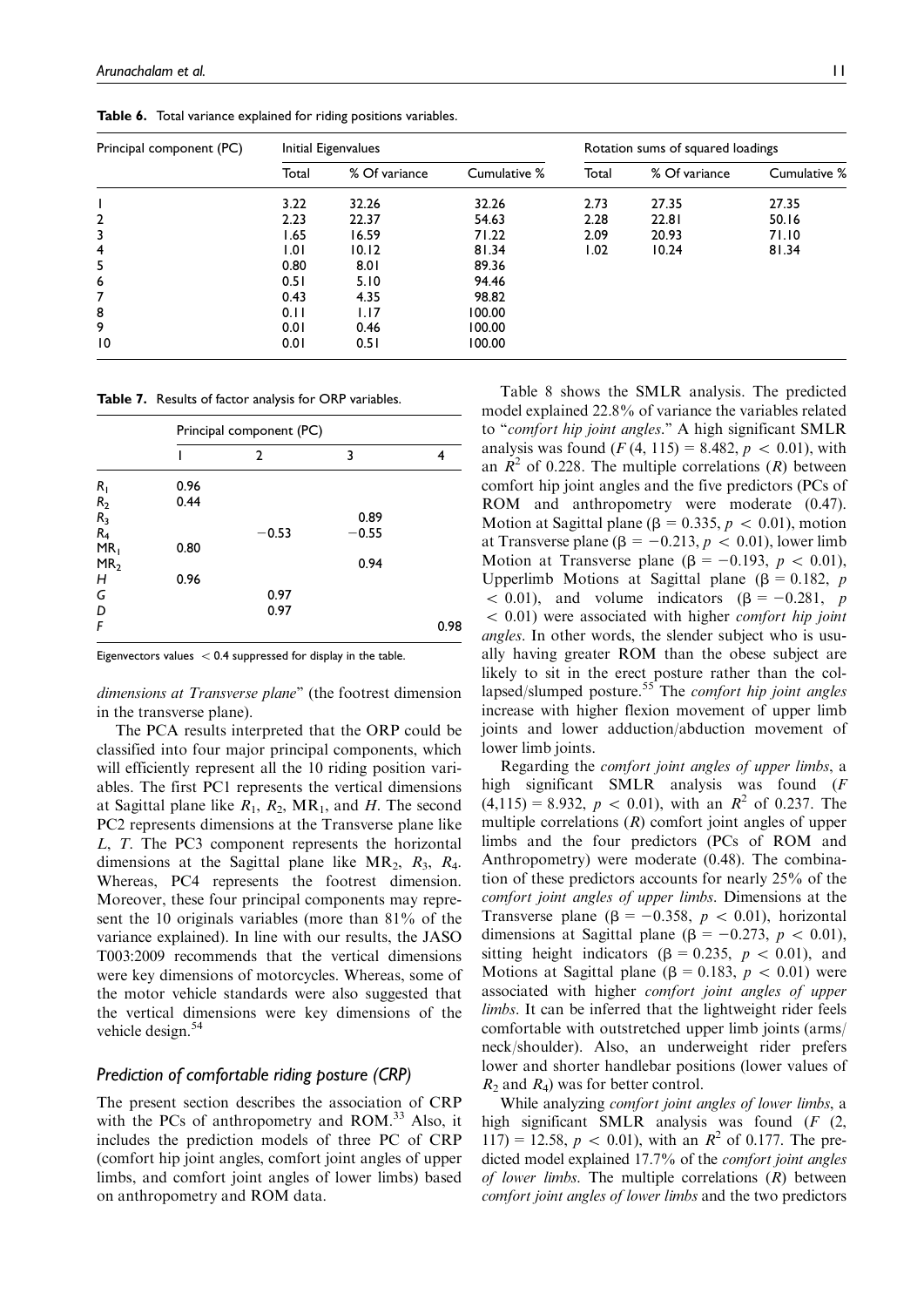**Table 6.** Total variance explained for riding positions variables.

| Principal component (PC) | Initial Eigenvalues | | | Rotation sums of squared loadings | | |
|---|---|---|---|---|---|---|
| | Total | % Of variance | Cumulative % | Total | % Of variance | Cumulative % |
| 1 | 3.22 | 32.26 | 32.26 | 2.73 | 27.35 | 27.35 |
| 2 | 2.23 | 22.37 | 54.63 | 2.28 | 22.81 | 50.16 |
| 3 | 1.65 | 16.59 | 71.22 | 2.09 | 20.93 | 71.10 |
| 4 | 1.01 | 10.12 | 81.34 | 1.02 | 10.24 | 81.34 |
| 5 | 0.80 | 8.01 | 89.36 | | | |
| 6 | 0.51 | 5.10 | 94.46 | | | |
| 7 | 0.43 | 4.35 | 98.82 | | | |
| 8 | 0.11 | 1.17 | 100.00 | | | |
| 9 | 0.01 | 0.46 | 100.00 | | | |
| 10 | 0.01 | 0.51 | 100.00 | | | |

**Table 7.** Results of factor analysis for ORP variables.

| | Principal component (PC) | | | |
|---|---|---|---|---|
| | 1 | 2 | 3 | 4 |
| $R_1$ | 0.96 | | | |
| $R_2$ | 0.44 | | | |
| $R_3$ | | | 0.89 | |
| $R_4$ | | −0.53 | −0.55 | |
| $MR_1$ | 0.80 | | | |
| $MR_2$ | | | 0.94 | |
| $H$ | 0.96 | | | |
| $G$ | | 0.97 | | |
| $D$ | | 0.97 | | |
| $F$ | | | | 0.98 |

Eigenvectors values < 0.4 suppressed for display in the table.

*dimensions at Transverse plane*" (the footrest dimension in the transverse plane).

The PCA results interpreted that the ORP could be classified into four major principal components, which will efficiently represent all the 10 riding position variables. The first PC1 represents the vertical dimensions at Sagittal plane like $R_1$, $R_2$, $MR_1$, and $H$. The second PC2 represents dimensions at the Transverse plane like $L$, $T$. The PC3 component represents the horizontal dimensions at the Sagittal plane like $MR_2$, $R_3$, $R_4$. Whereas, PC4 represents the footrest dimension. Moreover, these four principal components may represent the 10 originals variables (more than 81% of the variance explained). In line with our results, the JASO T003:2009 recommends that the vertical dimensions were key dimensions of motorcycles. Whereas, some of the motor vehicle standards were also suggested that the vertical dimensions were key dimensions of the vehicle design.[54]

### Prediction of comfortable riding posture (CRP)

The present section describes the association of CRP with the PCs of anthropometry and ROM.[33] Also, it includes the prediction models of three PC of CRP (comfort hip joint angles, comfort joint angles of upper limbs, and comfort joint angles of lower limbs) based on anthropometry and ROM data.

Table 8 shows the SMLR analysis. The predicted model explained 22.8% of variance the variables related to "*comfort hip joint angles*." A high significant SMLR analysis was found ($F$ (4, 115) = 8.482, $p < 0.01$), with an $R^2$ of 0.228. The multiple correlations ($R$) between comfort hip joint angles and the five predictors (PCs of ROM and anthropometry were moderate (0.47). Motion at Sagittal plane ($\beta = 0.335$, $p < 0.01$), motion at Transverse plane ($\beta = -0.213$, $p < 0.01$), lower limb Motion at Transverse plane ($\beta = -0.193$, $p < 0.01$), Upperlimb Motions at Sagittal plane ($\beta = 0.182$, $p < 0.01$), and volume indicators ($\beta = -0.281$, $p < 0.01$) were associated with higher *comfort hip joint angles*. In other words, the slender subject who is usually having greater ROM than the obese subject are likely to sit in the erect posture rather than the collapsed/slumped posture.[55] The *comfort hip joint angles* increase with higher flexion movement of upper limb joints and lower adduction/abduction movement of lower limb joints.

Regarding the *comfort joint angles of upper limbs*, a high significant SMLR analysis was found ($F$ (4,115) = 8.932, $p < 0.01$), with an $R^2$ of 0.237. The multiple correlations ($R$) comfort joint angles of upper limbs and the four predictors (PCs of ROM and Anthropometry) were moderate (0.48). The combination of these predictors accounts for nearly 25% of the *comfort joint angles of upper limbs*. Dimensions at the Transverse plane ($\beta = -0.358$, $p < 0.01$), horizontal dimensions at Sagittal plane ($\beta = -0.273$, $p < 0.01$), sitting height indicators ($\beta = 0.235$, $p < 0.01$), and Motions at Sagittal plane ($\beta = 0.183$, $p < 0.01$) were associated with higher *comfort joint angles of upper limbs*. It can be inferred that the lightweight rider feels comfortable with outstretched upper limb joints (arms/neck/shoulder). Also, an underweight rider prefers lower and shorter handlebar positions (lower values of $R_2$ and $R_4$) was for better control.

While analyzing *comfort joint angles of lower limbs*, a high significant SMLR analysis was found ($F$ (2, 117) = 12.58, $p < 0.01$), with an $R^2$ of 0.177. The predicted model explained 17.7% of the *comfort joint angles of lower limbs*. The multiple correlations ($R$) between *comfort joint angles of lower limbs* and the two predictors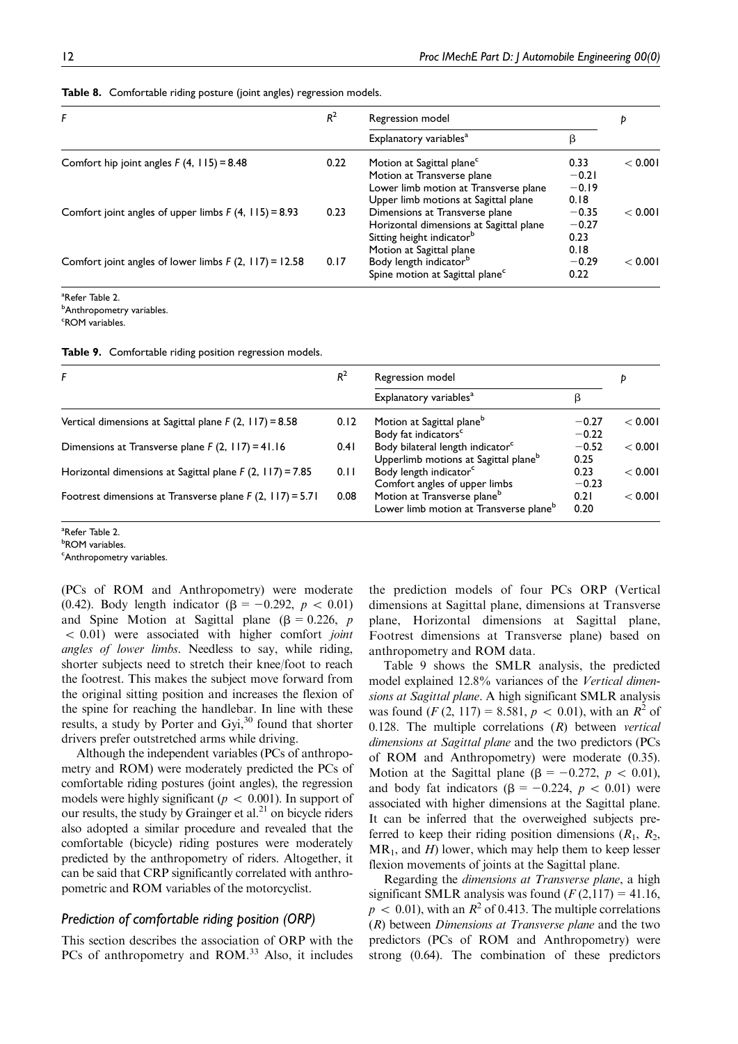**Table 8.** Comfortable riding posture (joint angles) regression models.

| F | $R^2$ | Regression model | | p |
|---|---|---|---|---|
| | | Explanatory variables[a] | β | |
| Comfort hip joint angles $F$ (4, 115) = 8.48 | 0.22 | Motion at Sagittal plane[c] | 0.33 | < 0.001 |
| | | Motion at Transverse plane | −0.21 | |
| | | Lower limb motion at Transverse plane | −0.19 | |
| | | Upper limb motions at Sagittal plane | 0.18 | |
| Comfort joint angles of upper limbs $F$ (4, 115) = 8.93 | 0.23 | Dimensions at Transverse plane | −0.35 | < 0.001 |
| | | Horizontal dimensions at Sagittal plane | −0.27 | |
| | | Sitting height indicator[b] | 0.23 | |
| | | Motion at Sagittal plane | 0.18 | |
| Comfort joint angles of lower limbs $F$ (2, 117) = 12.58 | 0.17 | Body length indicator[b] | −0.29 | < 0.001 |
| | | Spine motion at Sagittal plane[c] | 0.22 | |

[a]Refer Table 2.
[b]Anthropometry variables.
[c]ROM variables.

**Table 9.** Comfortable riding position regression models.

| F | $R^2$ | Regression model | | p |
|---|---|---|---|---|
| | | Explanatory variables[a] | β | |
| Vertical dimensions at Sagittal plane $F$ (2, 117) = 8.58 | 0.12 | Motion at Sagittal plane[b] | −0.27 | < 0.001 |
| | | Body fat indicators[c] | −0.22 | |
| Dimensions at Transverse plane $F$ (2, 117) = 41.16 | 0.41 | Body bilateral length indicator[c] | −0.52 | < 0.001 |
| | | Upperlimb motions at Sagittal plane[b] | 0.25 | |
| Horizontal dimensions at Sagittal plane $F$ (2, 117) = 7.85 | 0.11 | Body length indicator[c] | 0.23 | < 0.001 |
| | | Comfort angles of upper limbs | −0.23 | |
| Footrest dimensions at Transverse plane $F$ (2, 117) = 5.71 | 0.08 | Motion at Transverse plane[b] | 0.21 | < 0.001 |
| | | Lower limb motion at Transverse plane[b] | 0.20 | |

[a]Refer Table 2.
[b]ROM variables.
[c]Anthropometry variables.

(PCs of ROM and Anthropometry) were moderate (0.42). Body length indicator ($\beta = -0.292$, $p < 0.01$) and Spine Motion at Sagittal plane ($\beta = 0.226$, $p < 0.01$) were associated with higher comfort *joint angles of lower limbs*. Needless to say, while riding, shorter subjects need to stretch their knee/foot to reach the footrest. This makes the subject move forward from the original sitting position and increases the flexion of the spine for reaching the handlebar. In line with these results, a study by Porter and Gyi,[30] found that shorter drivers prefer outstretched arms while driving.

Although the independent variables (PCs of anthropometry and ROM) were moderately predicted the PCs of comfortable riding postures (joint angles), the regression models were highly significant ($p < 0.001$). In support of our results, the study by Grainger et al.[21] on bicycle riders also adopted a similar procedure and revealed that the comfortable (bicycle) riding postures were moderately predicted by the anthropometry of riders. Altogether, it can be said that CRP significantly correlated with anthropometric and ROM variables of the motorcyclist.

### Prediction of comfortable riding position (ORP)

This section describes the association of ORP with the PCs of anthropometry and ROM.[33] Also, it includes the prediction models of four PCs ORP (Vertical dimensions at Sagittal plane, dimensions at Transverse plane, Horizontal dimensions at Sagittal plane, Footrest dimensions at Transverse plane) based on anthropometry and ROM data.

Table 9 shows the SMLR analysis, the predicted model explained 12.8% variances of the *Vertical dimensions at Sagittal plane*. A high significant SMLR analysis was found ($F$ (2, 117) = 8.581, $p < 0.01$), with an $R^2$ of 0.128. The multiple correlations ($R$) between *vertical dimensions at Sagittal plane* and the two predictors (PCs of ROM and Anthropometry) were moderate (0.35). Motion at the Sagittal plane ($\beta = -0.272$, $p < 0.01$), and body fat indicators ($\beta = -0.224$, $p < 0.01$) were associated with higher dimensions at the Sagittal plane. It can be inferred that the overweighed subjects preferred to keep their riding position dimensions ($R_1$, $R_2$, $MR_1$, and $H$) lower, which may help them to keep lesser flexion movements of joints at the Sagittal plane.

Regarding the *dimensions at Transverse plane*, a high significant SMLR analysis was found ($F$ (2,117) = 41.16, $p < 0.01$), with an $R^2$ of 0.413. The multiple correlations ($R$) between *Dimensions at Transverse plane* and the two predictors (PCs of ROM and Anthropometry) were strong (0.64). The combination of these predictors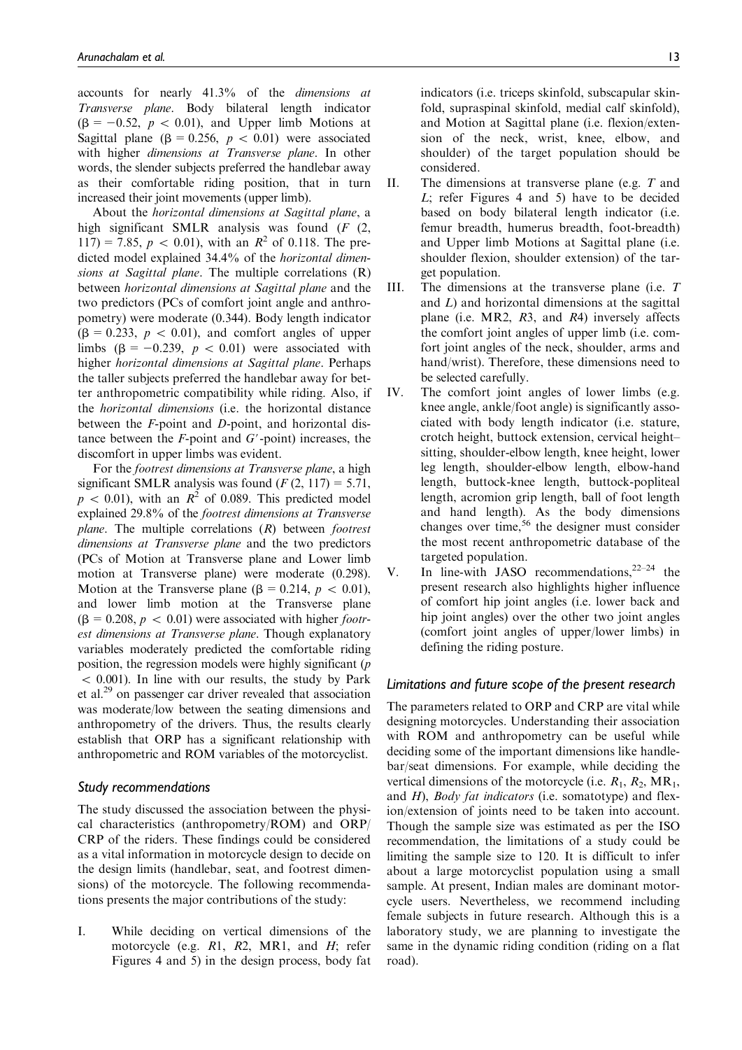accounts for nearly 41.3% of the *dimensions at Transverse plane*. Body bilateral length indicator ($\beta = -0.52$, $p < 0.01$), and Upper limb Motions at Sagittal plane ($\beta = 0.256$, $p < 0.01$) were associated with higher *dimensions at Transverse plane*. In other words, the slender subjects preferred the handlebar away as their comfortable riding position, that in turn increased their joint movements (upper limb).

About the *horizontal dimensions at Sagittal plane*, a high significant SMLR analysis was found ($F$ (2, 117) = 7.85, $p < 0.01$), with an $R^2$ of 0.118. The predicted model explained 34.4% of the *horizontal dimensions at Sagittal plane*. The multiple correlations (R) between *horizontal dimensions at Sagittal plane* and the two predictors (PCs of comfort joint angle and anthropometry) were moderate (0.344). Body length indicator ($\beta = 0.233$, $p < 0.01$), and comfort angles of upper limbs ($\beta = -0.239$, $p < 0.01$) were associated with higher *horizontal dimensions at Sagittal plane*. Perhaps the taller subjects preferred the handlebar away for better anthropometric compatibility while riding. Also, if the *horizontal dimensions* (i.e. the horizontal distance between the *F*-point and *D*-point, and horizontal distance between the *F*-point and *G'*-point) increases, the discomfort in upper limbs was evident.

For the *footrest dimensions at Transverse plane*, a high significant SMLR analysis was found ($F$ (2, 117) = 5.71, $p < 0.01$), with an $R^2$ of 0.089. This predicted model explained 29.8% of the *footrest dimensions at Transverse plane*. The multiple correlations ($R$) between *footrest dimensions at Transverse plane* and the two predictors (PCs of Motion at Transverse plane and Lower limb motion at Transverse plane) were moderate (0.298). Motion at the Transverse plane ($\beta = 0.214$, $p < 0.01$), and lower limb motion at the Transverse plane ($\beta = 0.208$, $p < 0.01$) were associated with higher *footrest dimensions at Transverse plane*. Though explanatory variables moderately predicted the comfortable riding position, the regression models were highly significant ($p < 0.001$). In line with our results, the study by Park et al.[29] on passenger car driver revealed that association was moderate/low between the seating dimensions and anthropometry of the drivers. Thus, the results clearly establish that ORP has a significant relationship with anthropometric and ROM variables of the motorcyclist.

### Study recommendations

The study discussed the association between the physical characteristics (anthropometry/ROM) and ORP/CRP of the riders. These findings could be considered as a vital information in motorcycle design to decide on the design limits (handlebar, seat, and footrest dimensions) of the motorcycle. The following recommendations presents the major contributions of the study:

I. While deciding on vertical dimensions of the motorcycle (e.g. *R*1, *R*2, MR1, and *H*; refer Figures 4 and 5) in the design process, body fat indicators (i.e. triceps skinfold, subscapular skinfold, supraspinal skinfold, medial calf skinfold), and Motion at Sagittal plane (i.e. flexion/extension of the neck, wrist, knee, elbow, and shoulder) of the target population should be considered.

II. The dimensions at transverse plane (e.g. *T* and *L*; refer Figures 4 and 5) have to be decided based on body bilateral length indicator (i.e. femur breadth, humerus breadth, foot-breadth) and Upper limb Motions at Sagittal plane (i.e. shoulder flexion, shoulder extension) of the target population.

III. The dimensions at the transverse plane (i.e. *T* and *L*) and horizontal dimensions at the sagittal plane (i.e. MR2, *R*3, and *R*4) inversely affects the comfort joint angles of upper limb (i.e. comfort joint angles of the neck, shoulder, arms and hand/wrist). Therefore, these dimensions need to be selected carefully.

IV. The comfort joint angles of lower limbs (e.g. knee angle, ankle/foot angle) is significantly associated with body length indicator (i.e. stature, crotch height, buttock extension, cervical height–sitting, shoulder-elbow length, knee height, lower leg length, shoulder-elbow length, elbow-hand length, buttock-knee length, buttock-popliteal length, acromion grip length, ball of foot length and hand length). As the body dimensions changes over time,[56] the designer must consider the most recent anthropometric database of the targeted population.

V. In line-with JASO recommendations,[22–24] the present research also highlights higher influence of comfort hip joint angles (i.e. lower back and hip joint angles) over the other two joint angles (comfort joint angles of upper/lower limbs) in defining the riding posture.

### Limitations and future scope of the present research

The parameters related to ORP and CRP are vital while designing motorcycles. Understanding their association with ROM and anthropometry can be useful while deciding some of the important dimensions like handlebar/seat dimensions. For example, while deciding the vertical dimensions of the motorcycle (i.e. $R_1$, $R_2$, $MR_1$, and *H*), *Body fat indicators* (i.e. somatotype) and flexion/extension of joints need to be taken into account. Though the sample size was estimated as per the ISO recommendation, the limitations of a study could be limiting the sample size to 120. It is difficult to infer about a large motorcyclist population using a small sample. At present, Indian males are dominant motorcycle users. Nevertheless, we recommend including female subjects in future research. Although this is a laboratory study, we are planning to investigate the same in the dynamic riding condition (riding on a flat road).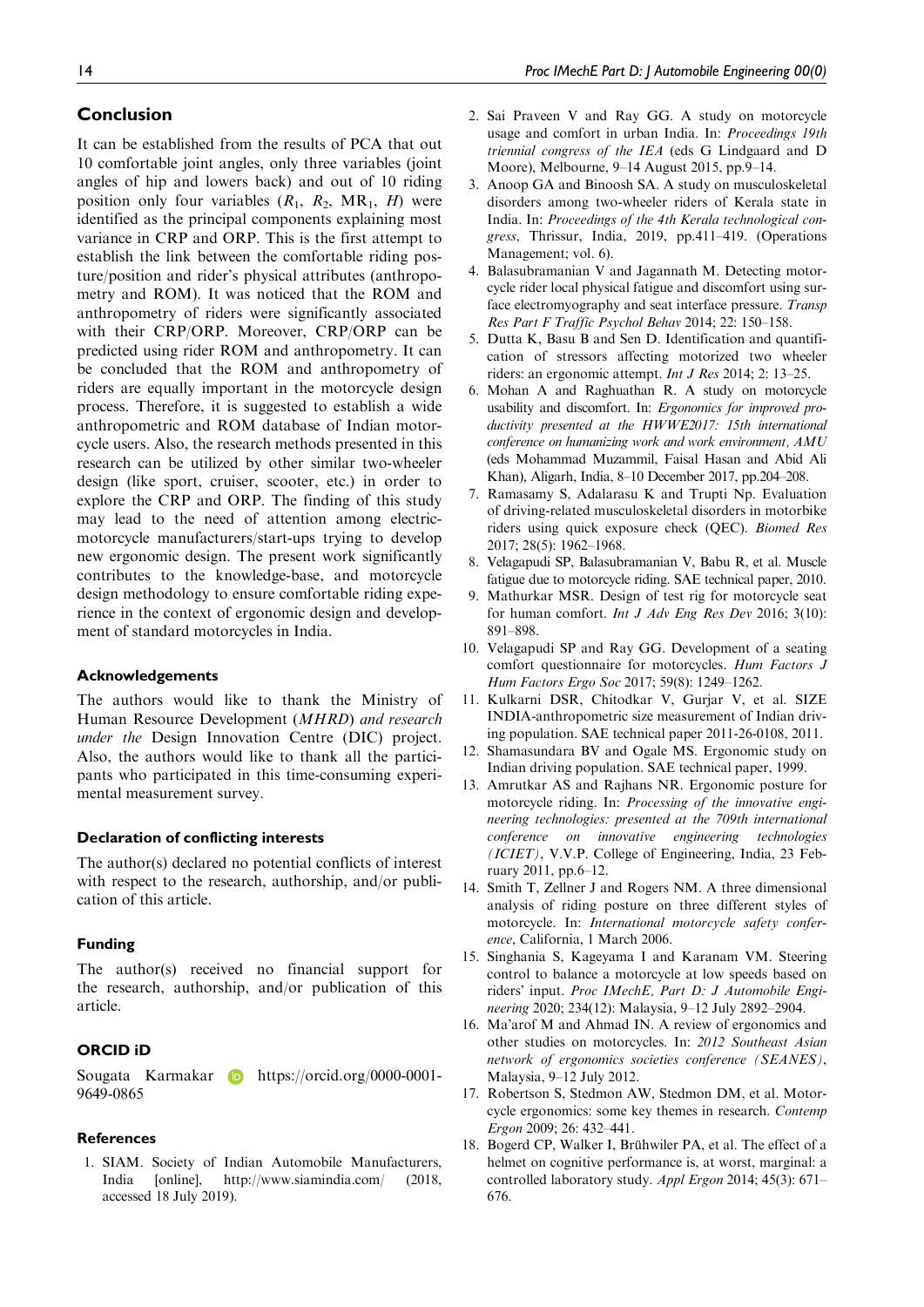## Conclusion

It can be established from the results of PCA that out 10 comfortable joint angles, only three variables (joint angles of hip and lowers back) and out of 10 riding position only four variables ($R_1$, $R_2$, $MR_1$, $H$) were identified as the principal components explaining most variance in CRP and ORP. This is the first attempt to establish the link between the comfortable riding posture/position and rider's physical attributes (anthropometry and ROM). It was noticed that the ROM and anthropometry of riders were significantly associated with their CRP/ORP. Moreover, CRP/ORP can be predicted using rider ROM and anthropometry. It can be concluded that the ROM and anthropometry of riders are equally important in the motorcycle design process. Therefore, it is suggested to establish a wide anthropometric and ROM database of Indian motorcycle users. Also, the research methods presented in this research can be utilized by other similar two-wheeler design (like sport, cruiser, scooter, etc.) in order to explore the CRP and ORP. The finding of this study may lead to the need of attention among electric-motorcycle manufacturers/start-ups trying to develop new ergonomic design. The present work significantly contributes to the knowledge-base, and motorcycle design methodology to ensure comfortable riding experience in the context of ergonomic design and development of standard motorcycles in India.

### Acknowledgements

The authors would like to thank the Ministry of Human Resource Development (*MHRD*) *and research under the* Design Innovation Centre (DIC) project. Also, the authors would like to thank all the participants who participated in this time-consuming experimental measurement survey.

### Declaration of conflicting interests

The author(s) declared no potential conflicts of interest with respect to the research, authorship, and/or publication of this article.

### Funding

The author(s) received no financial support for the research, authorship, and/or publication of this article.

### ORCID iD

Sougata Karmakar https://orcid.org/0000-0001-9649-0865

### References

1. SIAM. Society of Indian Automobile Manufacturers, India [online], http://www.siamindia.com/ (2018, accessed 18 July 2019).
2. Sai Praveen V and Ray GG. A study on motorcycle usage and comfort in urban India. In: *Proceedings 19th triennial congress of the IEA* (eds G Lindgaard and D Moore), Melbourne, 9–14 August 2015, pp.9–14.
3. Anoop GA and Binoosh SA. A study on musculoskeletal disorders among two-wheeler riders of Kerala state in India. In: *Proceedings of the 4th Kerala technological congress*, Thrissur, India, 2019, pp.411–419. (Operations Management; vol. 6).
4. Balasubramanian V and Jagannath M. Detecting motorcycle rider local physical fatigue and discomfort using surface electromyography and seat interface pressure. *Transp Res Part F Traffic Psychol Behav* 2014; 22: 150–158.
5. Dutta K, Basu B and Sen D. Identification and quantification of stressors affecting motorized two wheeler riders: an ergonomic attempt. *Int J Res* 2014; 2: 13–25.
6. Mohan A and Raghuathan R. A study on motorcycle usability and discomfort. In: *Ergonomics for improved productivity presented at the HWWE2017: 15th international conference on humanizing work and work environment, AMU* (eds Mohammad Muzammil, Faisal Hasan and Abid Ali Khan), Aligarh, India, 8–10 December 2017, pp.204–208.
7. Ramasamy S, Adalarasu K and Trupti Np. Evaluation of driving-related musculoskeletal disorders in motorbike riders using quick exposure check (QEC). *Biomed Res* 2017; 28(5): 1962–1968.
8. Velagapudi SP, Balasubramanian V, Babu R, et al. Muscle fatigue due to motorcycle riding. SAE technical paper, 2010.
9. Mathurkar MSR. Design of test rig for motorcycle seat for human comfort. *Int J Adv Eng Res Dev* 2016; 3(10): 891–898.
10. Velagapudi SP and Ray GG. Development of a seating comfort questionnaire for motorcycles. *Hum Factors J Hum Factors Ergo Soc* 2017; 59(8): 1249–1262.
11. Kulkarni DSR, Chitodkar V, Gurjar V, et al. SIZE INDIA-anthropometric size measurement of Indian driving population. SAE technical paper 2011-26-0108, 2011.
12. Shamasundara BV and Ogale MS. Ergonomic study on Indian driving population. SAE technical paper, 1999.
13. Amrutkar AS and Rajhans NR. Ergonomic posture for motorcycle riding. In: *Processing of the innovative engineering technologies: presented at the 709th international conference on innovative engineering technologies (ICIET)*, V.V.P. College of Engineering, India, 23 February 2011, pp.6–12.
14. Smith T, Zellner J and Rogers NM. A three dimensional analysis of riding posture on three different styles of motorcycle. In: *International motorcycle safety conference*, California, 1 March 2006.
15. Singhania S, Kageyama I and Karanam VM. Steering control to balance a motorcycle at low speeds based on riders' input. *Proc IMechE, Part D: J Automobile Engineering* 2020; 234(12): Malaysia, 9–12 July 2892–2904.
16. Ma'arof M and Ahmad IN. A review of ergonomics and other studies on motorcycles. In: *2012 Southeast Asian network of ergonomics societies conference (SEANES)*, Malaysia, 9–12 July 2012.
17. Robertson S, Stedmon AW, Stedmon DM, et al. Motorcycle ergonomics: some key themes in research. *Contemp Ergon* 2009; 26: 432–441.
18. Bogerd CP, Walker I, Brühwiler PA, et al. The effect of a helmet on cognitive performance is, at worst, marginal: a controlled laboratory study. *Appl Ergon* 2014; 45(3): 671–676.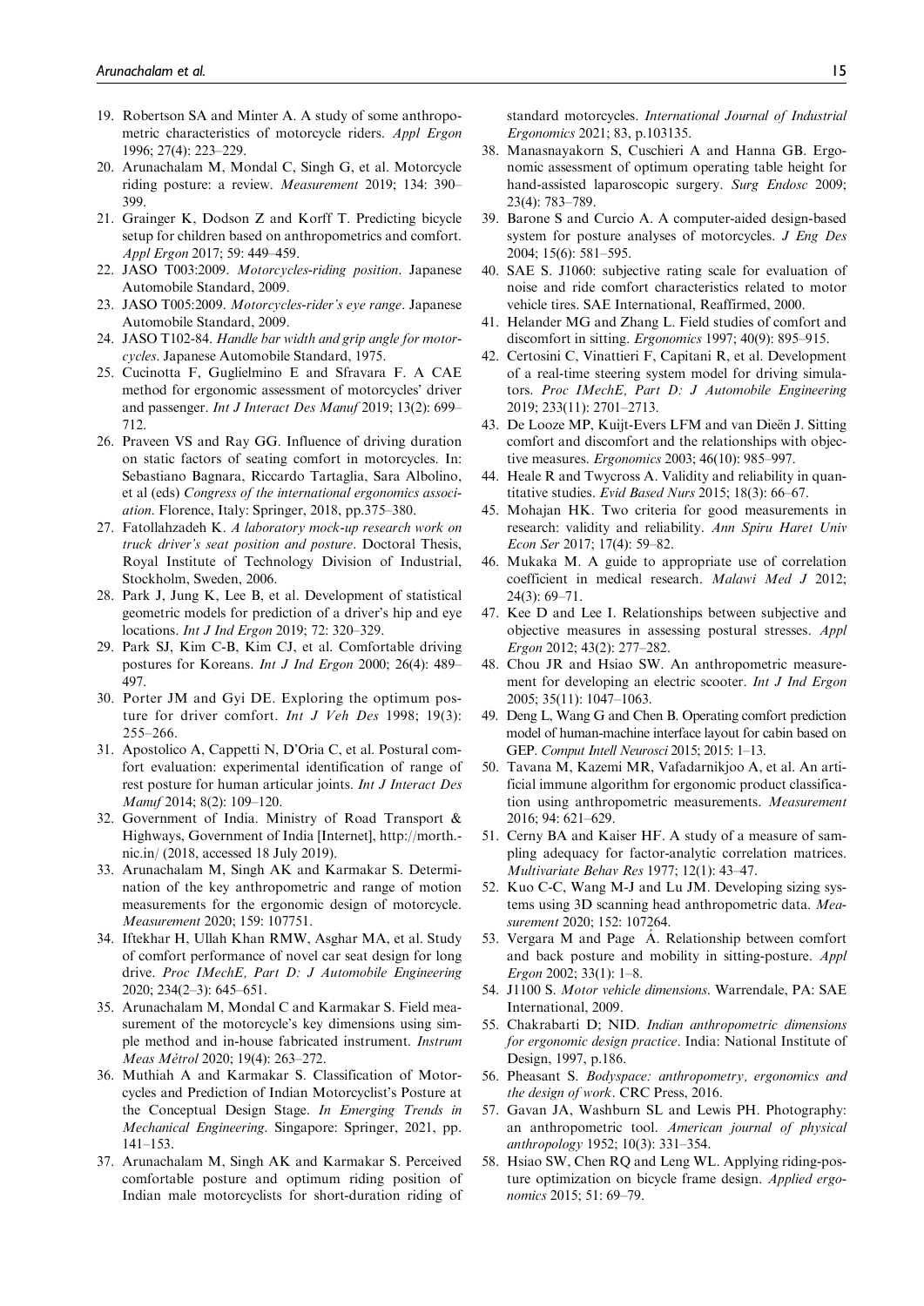19. Robertson SA and Minter A. A study of some anthropometric characteristics of motorcycle riders. *Appl Ergon* 1996; 27(4): 223–229.
20. Arunachalam M, Mondal C, Singh G, et al. Motorcycle riding posture: a review. *Measurement* 2019; 134: 390–399.
21. Grainger K, Dodson Z and Korff T. Predicting bicycle setup for children based on anthropometrics and comfort. *Appl Ergon* 2017; 59: 449–459.
22. JASO T003:2009. *Motorcycles-riding position*. Japanese Automobile Standard, 2009.
23. JASO T005:2009. *Motorcycles-rider's eye range*. Japanese Automobile Standard, 2009.
24. JASO T102-84. *Handle bar width and grip angle for motorcycles*. Japanese Automobile Standard, 1975.
25. Cucinotta F, Guglielmino E and Sfravara F. A CAE method for ergonomic assessment of motorcycles' driver and passenger. *Int J Interact Des Manuf* 2019; 13(2): 699–712.
26. Praveen VS and Ray GG. Influence of driving duration on static factors of seating comfort in motorcycles. In: Sebastiano Bagnara, Riccardo Tartaglia, Sara Albolino, et al (eds) *Congress of the international ergonomics association*. Florence, Italy: Springer, 2018, pp.375–380.
27. Fatollahzadeh K. *A laboratory mock-up research work on truck driver's seat position and posture*. Doctoral Thesis, Royal Institute of Technology Division of Industrial, Stockholm, Sweden, 2006.
28. Park J, Jung K, Lee B, et al. Development of statistical geometric models for prediction of a driver's hip and eye locations. *Int J Ind Ergon* 2019; 72: 320–329.
29. Park SJ, Kim C-B, Kim CJ, et al. Comfortable driving postures for Koreans. *Int J Ind Ergon* 2000; 26(4): 489–497.
30. Porter JM and Gyi DE. Exploring the optimum posture for driver comfort. *Int J Veh Des* 1998; 19(3): 255–266.
31. Apostolico A, Cappetti N, D'Oria C, et al. Postural comfort evaluation: experimental identification of range of rest posture for human articular joints. *Int J Interact Des Manuf* 2014; 8(2): 109–120.
32. Government of India. Ministry of Road Transport & Highways, Government of India [Internet], http://morth.nic.in/ (2018, accessed 18 July 2019).
33. Arunachalam M, Singh AK and Karmakar S. Determination of the key anthropometric and range of motion measurements for the ergonomic design of motorcycle. *Measurement* 2020; 159: 107751.
34. Iftekhar H, Ullah Khan RMW, Asghar MA, et al. Study of comfort performance of novel car seat design for long drive. *Proc IMechE, Part D: J Automobile Engineering* 2020; 234(2–3): 645–651.
35. Arunachalam M, Mondal C and Karmakar S. Field measurement of the motorcycle's key dimensions using simple method and in-house fabricated instrument. *Instrum Meas Métrol* 2020; 19(4): 263–272.
36. Muthiah A and Karmakar S. Classification of Motorcycles and Prediction of Indian Motorcyclist's Posture at the Conceptual Design Stage. *In Emerging Trends in Mechanical Engineering*. Singapore: Springer, 2021, pp. 141–153.
37. Arunachalam M, Singh AK and Karmakar S. Perceived comfortable posture and optimum riding position of Indian male motorcyclists for short-duration riding of standard motorcycles. *International Journal of Industrial Ergonomics* 2021; 83, p.103135.
38. Manasnayakorn S, Cuschieri A and Hanna GB. Ergonomic assessment of optimum operating table height for hand-assisted laparoscopic surgery. *Surg Endosc* 2009; 23(4): 783–789.
39. Barone S and Curcio A. A computer-aided design-based system for posture analyses of motorcycles. *J Eng Des* 2004; 15(6): 581–595.
40. SAE S. J1060: subjective rating scale for evaluation of noise and ride comfort characteristics related to motor vehicle tires. SAE International, Reaffirmed, 2000.
41. Helander MG and Zhang L. Field studies of comfort and discomfort in sitting. *Ergonomics* 1997; 40(9): 895–915.
42. Certosini C, Vinattieri F, Capitani R, et al. Development of a real-time steering system model for driving simulators. *Proc IMechE, Part D: J Automobile Engineering* 2019; 233(11): 2701–2713.
43. De Looze MP, Kuijt-Evers LFM and van Dieën J. Sitting comfort and discomfort and the relationships with objective measures. *Ergonomics* 2003; 46(10): 985–997.
44. Heale R and Twycross A. Validity and reliability in quantitative studies. *Evid Based Nurs* 2015; 18(3): 66–67.
45. Mohajan HK. Two criteria for good measurements in research: validity and reliability. *Ann Spiru Haret Univ Econ Ser* 2017; 17(4): 59–82.
46. Mukaka M. A guide to appropriate use of correlation coefficient in medical research. *Malawi Med J* 2012; 24(3): 69–71.
47. Kee D and Lee I. Relationships between subjective and objective measures in assessing postural stresses. *Appl Ergon* 2012; 43(2): 277–282.
48. Chou JR and Hsiao SW. An anthropometric measurement for developing an electric scooter. *Int J Ind Ergon* 2005; 35(11): 1047–1063.
49. Deng L, Wang G and Chen B. Operating comfort prediction model of human-machine interface layout for cabin based on GEP. *Comput Intell Neurosci* 2015; 2015: 1–13.
50. Tavana M, Kazemi MR, Vafadarnikjoo A, et al. An artificial immune algorithm for ergonomic product classification using anthropometric measurements. *Measurement* 2016; 94: 621–629.
51. Cerny BA and Kaiser HF. A study of a measure of sampling adequacy for factor-analytic correlation matrices. *Multivariate Behav Res* 1977; 12(1): 43–47.
52. Kuo C-C, Wang M-J and Lu JM. Developing sizing systems using 3D scanning head anthropometric data. *Measurement* 2020; 152: 107264.
53. Vergara M and Page Á. Relationship between comfort and back posture and mobility in sitting-posture. *Appl Ergon* 2002; 33(1): 1–8.
54. J1100 S. *Motor vehicle dimensions*. Warrendale, PA: SAE International, 2009.
55. Chakrabarti D; NID. *Indian anthropometric dimensions for ergonomic design practice*. India: National Institute of Design, 1997, p.186.
56. Pheasant S. *Bodyspace: anthropometry, ergonomics and the design of work*. CRC Press, 2016.
57. Gavan JA, Washburn SL and Lewis PH. Photography: an anthropometric tool. *American journal of physical anthropology* 1952; 10(3): 331–354.
58. Hsiao SW, Chen RQ and Leng WL. Applying riding-posture optimization on bicycle frame design. *Applied ergonomics* 2015; 51: 69–79.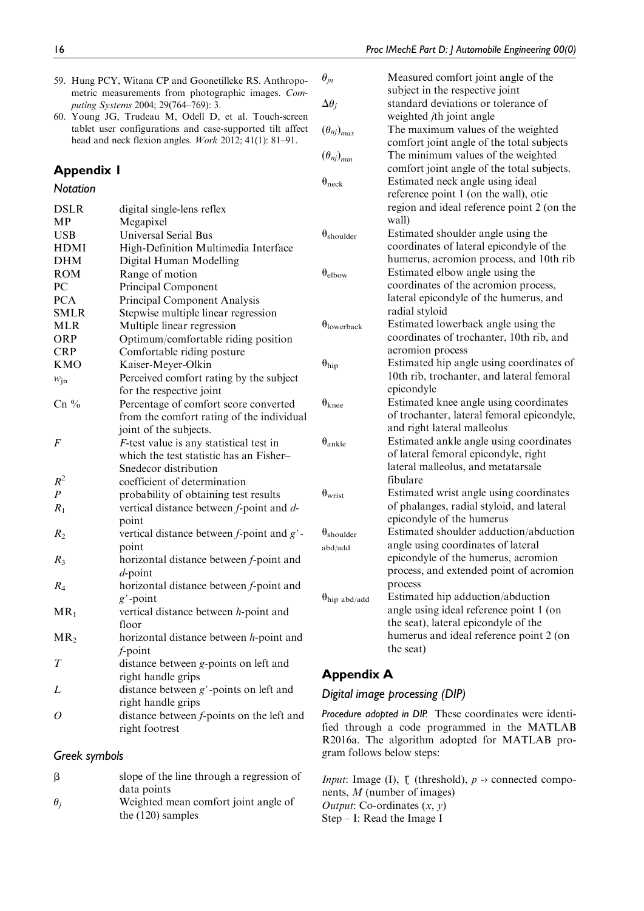59. Hung PCY, Witana CP and Goonetilleke RS. Anthropometric measurements from photographic images. *Computing Systems* 2004; 29(764–769): 3.
60. Young JG, Trudeau M, Odell D, et al. Touch-screen tablet user configurations and case-supported tilt affect head and neck flexion angles. *Work* 2012; 41(1): 81–91.

## Appendix 1

### Notation

| | |
|---|---|
| DSLR | digital single-lens reflex |
| MP | Megapixel |
| USB | Universal Serial Bus |
| HDMI | High-Definition Multimedia Interface |
| DHM | Digital Human Modelling |
| ROM | Range of motion |
| PC | Principal Component |
| PCA | Principal Component Analysis |
| SMLR | Stepwise multiple linear regression |
| MLR | Multiple linear regression |
| ORP | Optimum/comfortable riding position |
| CRP | Comfortable riding posture |
| KMO | Kaiser-Meyer-Olkin |
| $w_{jn}$ | Perceived comfort rating by the subject for the respective joint |
| Cn % | Percentage of comfort score converted from the comfort rating of the individual joint of the subjects. |
| $F$ | $F$-test value is any statistical test in which the test statistic has an Fisher–Snedecor distribution |
| $R^2$ | coefficient of determination |
| $P$ | probability of obtaining test results |
| $R_1$ | vertical distance between $f$-point and $d$-point |
| $R_2$ | vertical distance between $f$-point and $g'$-point |
| $R_3$ | horizontal distance between $f$-point and $d$-point |
| $R_4$ | horizontal distance between $f$-point and $g'$-point |
| $MR_1$ | vertical distance between $h$-point and floor |
| $MR_2$ | horizontal distance between $h$-point and $f$-point |
| $T$ | distance between $g$-points on left and right handle grips |
| $L$ | distance between $g'$-points on left and right handle grips |
| $O$ | distance between $f$-points on the left and right footrest |

### Greek symbols

| | |
|---|---|
| $\beta$ | slope of the line through a regression of data points |
| $\theta_j$ | Weighted mean comfort joint angle of the (120) samples |
| $\theta_{jn}$ | Measured comfort joint angle of the subject in the respective joint |
| $\Delta\theta_j$ | standard deviations or tolerance of weighted $j$th joint angle |
| $(\theta_{nj})_{max}$ | The maximum values of the weighted comfort joint angle of the total subjects |
| $(\theta_{nj})_{min}$ | The minimum values of the weighted comfort joint angle of the total subjects. |
| $\theta_{neck}$ | Estimated neck angle using ideal reference point 1 (on the wall), otic region and ideal reference point 2 (on the wall) |
| $\theta_{shoulder}$ | Estimated shoulder angle using the coordinates of lateral epicondyle of the humerus, acromion process, and 10th rib |
| $\theta_{elbow}$ | Estimated elbow angle using the coordinates of the acromion process, lateral epicondyle of the humerus, and radial styloid |
| $\theta_{lowerback}$ | Estimated lowerback angle using the coordinates of trochanter, 10th rib, and acromion process |
| $\theta_{hip}$ | Estimated hip angle using coordinates of 10th rib, trochanter, and lateral femoral epicondyle |
| $\theta_{knee}$ | Estimated knee angle using coordinates of trochanter, lateral femoral epicondyle, and right lateral malleolus |
| $\theta_{ankle}$ | Estimated ankle angle using coordinates of lateral femoral epicondyle, right lateral malleolus, and metatarsale fibulare |
| $\theta_{wrist}$ | Estimated wrist angle using coordinates of phalanges, radial styloid, and lateral epicondyle of the humerus |
| $\theta_{shoulder\ abd/add}$ | Estimated shoulder adduction/abduction angle using coordinates of lateral epicondyle of the humerus, acromion process, and extended point of acromion process |
| $\theta_{hip\ abd/add}$ | Estimated hip adduction/abduction angle using ideal reference point 1 (on the seat), lateral epicondyle of the humerus and ideal reference point 2 (on the seat) |

## Appendix A

### Digital image processing (DIP)

***Procedure adopted in DIP.*** These coordinates were identified through a code programmed in the MATLAB R2016a. The algorithm adopted for MATLAB program follows below steps:

*Input*: Image (I), ʈ (threshold), $p$ -› connected components, $M$ (number of images)
*Output*: Co-ordinates ($x$, $y$)
Step – I: Read the Image I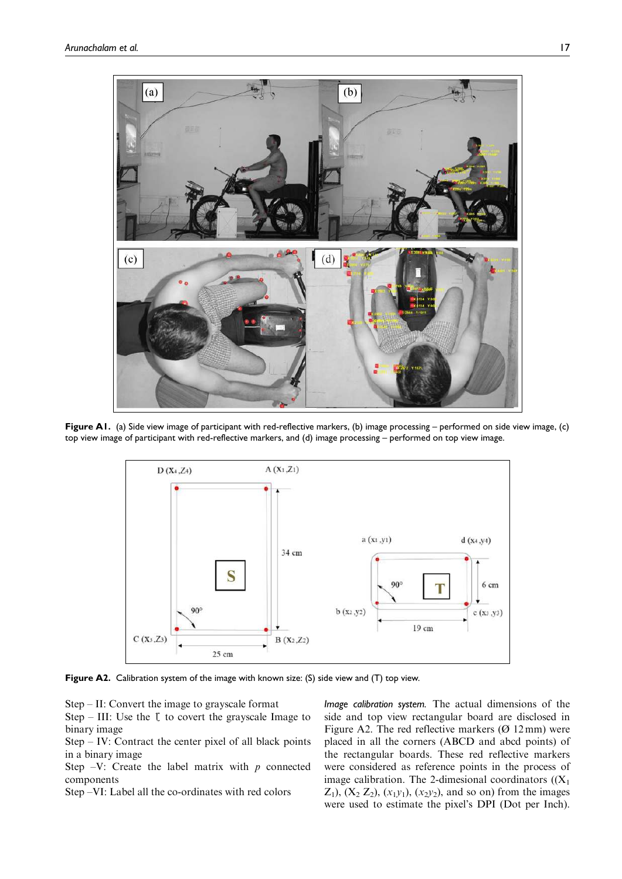Figure A1. (a) Side view image of participant with red-reflective markers, (b) image processing – performed on side view image, (c) top view image of participant with red-reflective markers, and (d) image processing – performed on top view image.

Figure A2. Calibration system of the image with known size: (S) side view and (T) top view.

Step – II: Convert the image to grayscale format
Step – III: Use the ℓ to covert the grayscale Image to binary image
Step – IV: Contract the center pixel of all black points in a binary image
Step –V: Create the label matrix with $p$ connected components
Step –VI: Label all the co-ordinates with red colors

*Image calibration system.* The actual dimensions of the side and top view rectangular board are disclosed in Figure A2. The red reflective markers (Ø 12 mm) were placed in all the corners (ABCD and abcd points) of the rectangular boards. These red reflective markers were considered as reference points in the process of image calibration. The 2-dimensional coordinates (($X_1$ $Z_1$), ($X_2$ $Z_2$), ($x_1y_1$), ($x_2y_2$), and so on) from the images were used to estimate the pixel's DPI (Dot per Inch).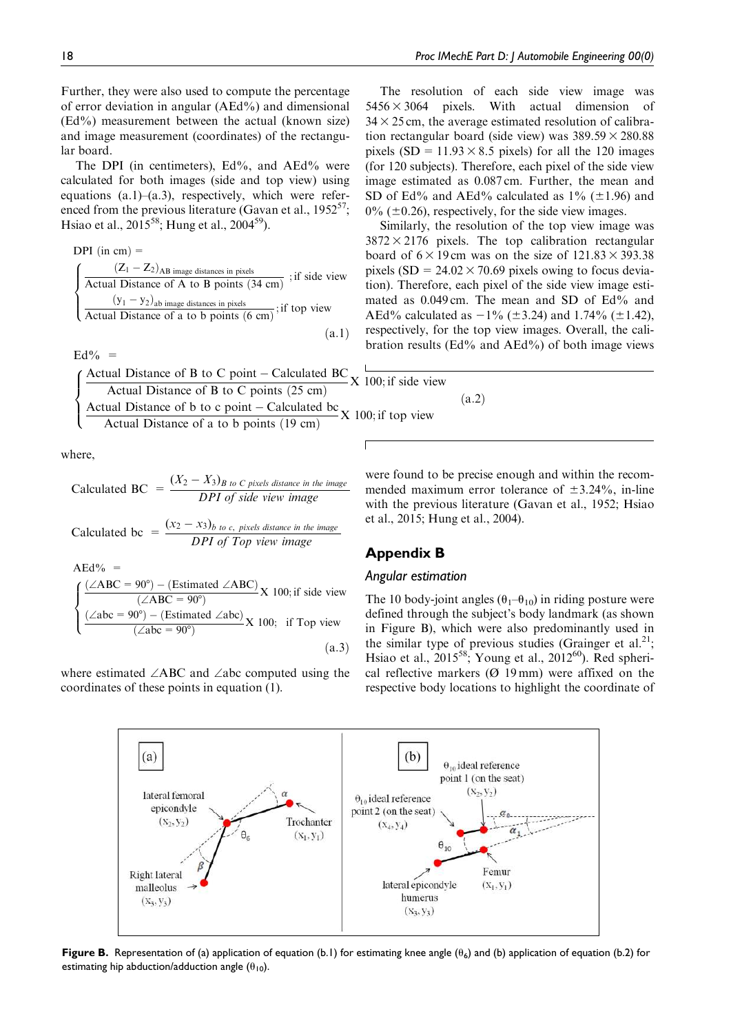Further, they were also used to compute the percentage of error deviation in angular (AEd%) and dimensional (Ed%) measurement between the actual (known size) and image measurement (coordinates) of the rectangular board.

The DPI (in centimeters), Ed%, and AEd% were calculated for both images (side and top view) using equations (a.1)–(a.3), respectively, which were referenced from the previous literature (Gavan et al., 1952[57]; Hsiao et al., 2015[58]; Hung et al., 2004[59]).

$$\text{DPI (in cm)} = \begin{cases} \dfrac{(Z_1 - Z_2)_{\text{AB image distances in pixels}}}{\text{Actual Distance of A to B points (34 cm)}}; \text{if side view} \\ \dfrac{(y_1 - y_2)_{\text{ab image distances in pixels}}}{\text{Actual Distance of a to b points (6 cm)}}; \text{if top view} \end{cases} \tag{a.1}$$

$$\text{Ed\%} = \begin{cases} \dfrac{\text{Actual Distance of B to C point} - \text{Calculated BC}}{\text{Actual Distance of B to C points (25 cm)}} \text{X } 100; \text{if side view} \\ \dfrac{\text{Actual Distance of b to c point} - \text{Calculated bc}}{\text{Actual Distance of a to b points (19 cm)}} \text{X } 100; \text{if top view} \end{cases} \tag{a.2}$$

where,

$$\text{Calculated BC} = \frac{(X_2 - X_3)_{B \text{ to } C \text{ pixels distance in the image}}}{\text{DPI of side view image}}$$

$$\text{Calculated bc} = \frac{(x_2 - x_3)_{b \text{ to } c, \text{ pixels distance in the image}}}{\text{DPI of Top view image}}$$

$$\text{AEd\%} = \begin{cases} \dfrac{(\angle ABC = 90^\circ) - (\text{Estimated } \angle ABC)}{(\angle ABC = 90^\circ)} \text{X } 100; \text{if side view} \\ \dfrac{(\angle abc = 90^\circ) - (\text{Estimated } \angle abc)}{(\angle abc = 90^\circ)} \text{X } 100; \text{ if Top view} \end{cases} \tag{a.3}$$

where estimated ∠ABC and ∠abc computed using the coordinates of these points in equation (1).

The resolution of each side view image was $5456 \times 3064$ pixels. With actual dimension of $34 \times 25$ cm, the average estimated resolution of calibration rectangular board (side view) was $389.59 \times 280.88$ pixels (SD = $11.93 \times 8.5$ pixels) for all the 120 images (for 120 subjects). Therefore, each pixel of the side view image estimated as 0.087 cm. Further, the mean and SD of Ed% and AEd% calculated as 1% (±1.96) and 0% (±0.26), respectively, for the side view images.

Similarly, the resolution of the top view image was $3872 \times 2176$ pixels. The top calibration rectangular board of $6 \times 19$ cm was on the size of $121.83 \times 393.38$ pixels (SD = $24.02 \times 70.69$ pixels owing to focus deviation). Therefore, each pixel of the side view image estimated as 0.049 cm. The mean and SD of Ed% and AEd% calculated as −1% (±3.24) and 1.74% (±1.42), respectively, for the top view images. Overall, the calibration results (Ed% and AEd%) of both image views were found to be precise enough and within the recommended maximum error tolerance of ±3.24%, in-line with the previous literature (Gavan et al., 1952; Hsiao et al., 2015; Hung et al., 2004).

## Appendix B

### *Angular estimation*

The 10 body-joint angles ($\theta_1$–$\theta_{10}$) in riding posture were defined through the subject's body landmark (as shown in Figure B), which were also predominantly used in the similar type of previous studies (Grainger et al.[21]; Hsiao et al., 2015[58]; Young et al., 2012[60]). Red spherical reflective markers (Ø 19 mm) were affixed on the respective body locations to highlight the coordinate of

**Figure B.** Representation of (a) application of equation (b.1) for estimating knee angle ($\theta_6$) and (b) application of equation (b.2) for estimating hip abduction/adduction angle ($\theta_{10}$).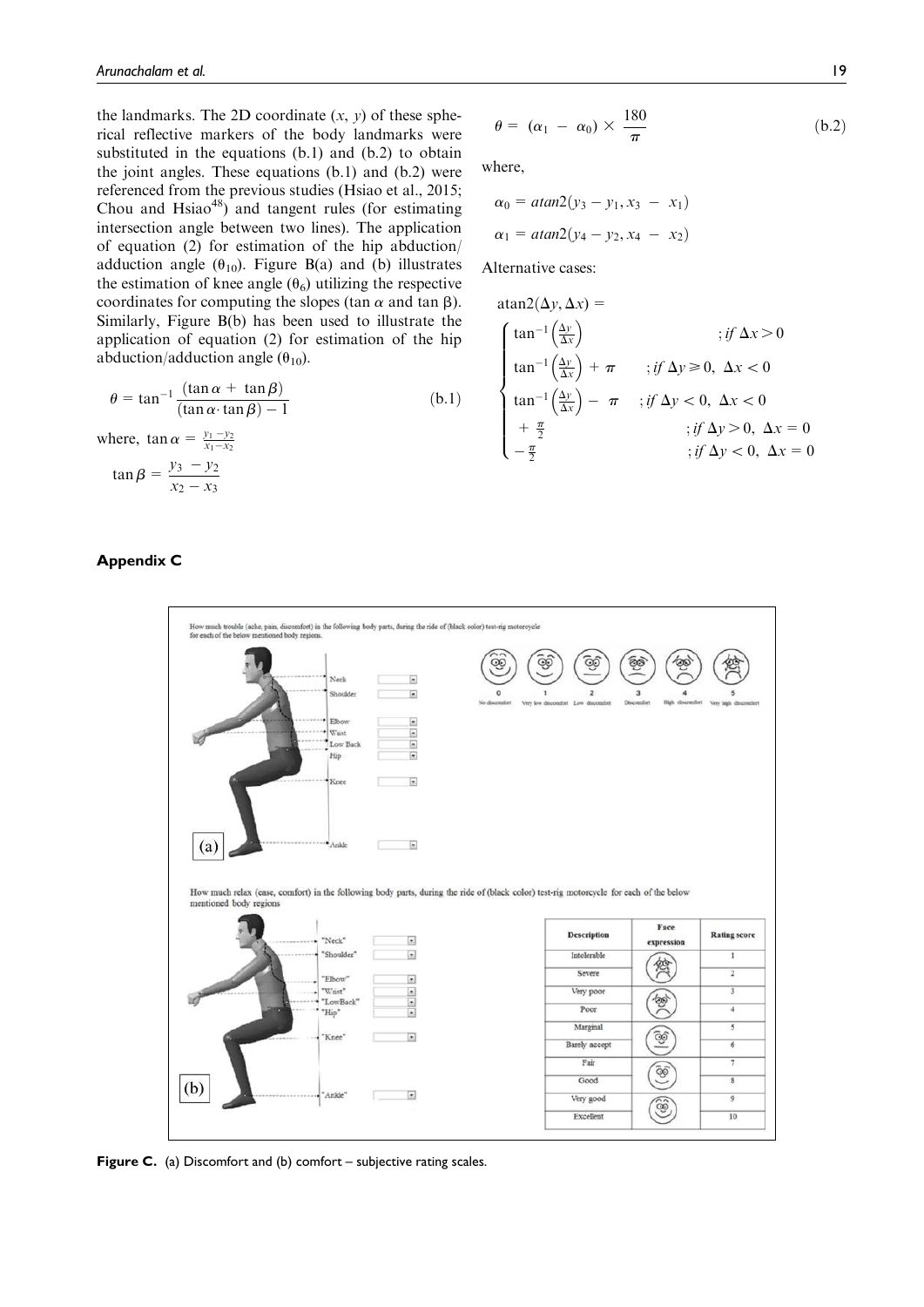the landmarks. The 2D coordinate ($x$, $y$) of these spherical reflective markers of the body landmarks were substituted in the equations (b.1) and (b.2) to obtain the joint angles. These equations (b.1) and (b.2) were referenced from the previous studies (Hsiao et al., 2015; Chou and Hsiao[48]) and tangent rules (for estimating intersection angle between two lines). The application of equation (2) for estimation of the hip abduction/adduction angle ($\theta_{10}$). Figure B(a) and (b) illustrates the estimation of knee angle ($\theta_6$) utilizing the respective coordinates for computing the slopes ($\tan\alpha$ and $\tan\beta$). Similarly, Figure B(b) has been used to illustrate the application of equation (2) for estimation of the hip abduction/adduction angle ($\theta_{10}$).

$$\theta = \tan^{-1}\frac{(\tan\alpha + \tan\beta)}{(\tan\alpha\cdot\tan\beta) - 1} \tag{b.1}$$

where, $\tan\alpha = \frac{y_1 - y_2}{x_1 - x_2}$

$$\tan\beta = \frac{y_3 - y_2}{x_2 - x_3}$$

$$\theta = (\alpha_1 - \alpha_0) \times \frac{180}{\pi} \tag{b.2}$$

where,

$$\alpha_0 = atan2(y_3 - y_1, x_3 - x_1)$$

$$\alpha_1 = atan2(y_4 - y_2, x_4 - x_2)$$

Alternative cases:

$$\text{atan2}(\Delta y, \Delta x) = \begin{cases} \tan^{-1}\left(\frac{\Delta y}{\Delta x}\right) & ; \textit{if } \Delta x > 0 \\ \tan^{-1}\left(\frac{\Delta y}{\Delta x}\right) + \pi & ; \textit{if } \Delta y \geqslant 0,\ \Delta x < 0 \\ \tan^{-1}\left(\frac{\Delta y}{\Delta x}\right) - \pi & ; \textit{if } \Delta y < 0,\ \Delta x < 0 \\ +\frac{\pi}{2} & ; \textit{if } \Delta y > 0,\ \Delta x = 0 \\ -\frac{\pi}{2} & ; \textit{if } \Delta y < 0,\ \Delta x = 0 \end{cases}$$

## Appendix C

How much trouble (ache, pain, discomfort) in the following body parts, during the ride of (black color) test-rig motorcycle for each of the below mentioned body regions.

Neck, Shoulder, Elbow, Wrist, Low Back, Hip, Knee, Ankle

0 No discomfort, 1 Very low discomfort, 2 Low discomfort, 3 Discomfort, 4 High discomfort, 5 Very high discomfort

(a)

How much relax (ease, comfort) in the following body parts, during the ride of (black color) test-rig motorcycle for each of the below mentioned body regions

"Neck", "Shoulder", "Elbow", "Wrist", "LowBack", "Hip", "Knee", "Ankle"

| Description | Face expression | Rating score |
|---|---|---|
| Intolerable | | 1 |
| Severe | | 2 |
| Very poor | | 3 |
| Poor | | 4 |
| Marginal | | 5 |
| Barely accept | | 6 |
| Fair | | 7 |
| Good | | 8 |
| Very good | | 9 |
| Excellent | | 10 |

(b)

**Figure C.** (a) Discomfort and (b) comfort – subjective rating scales.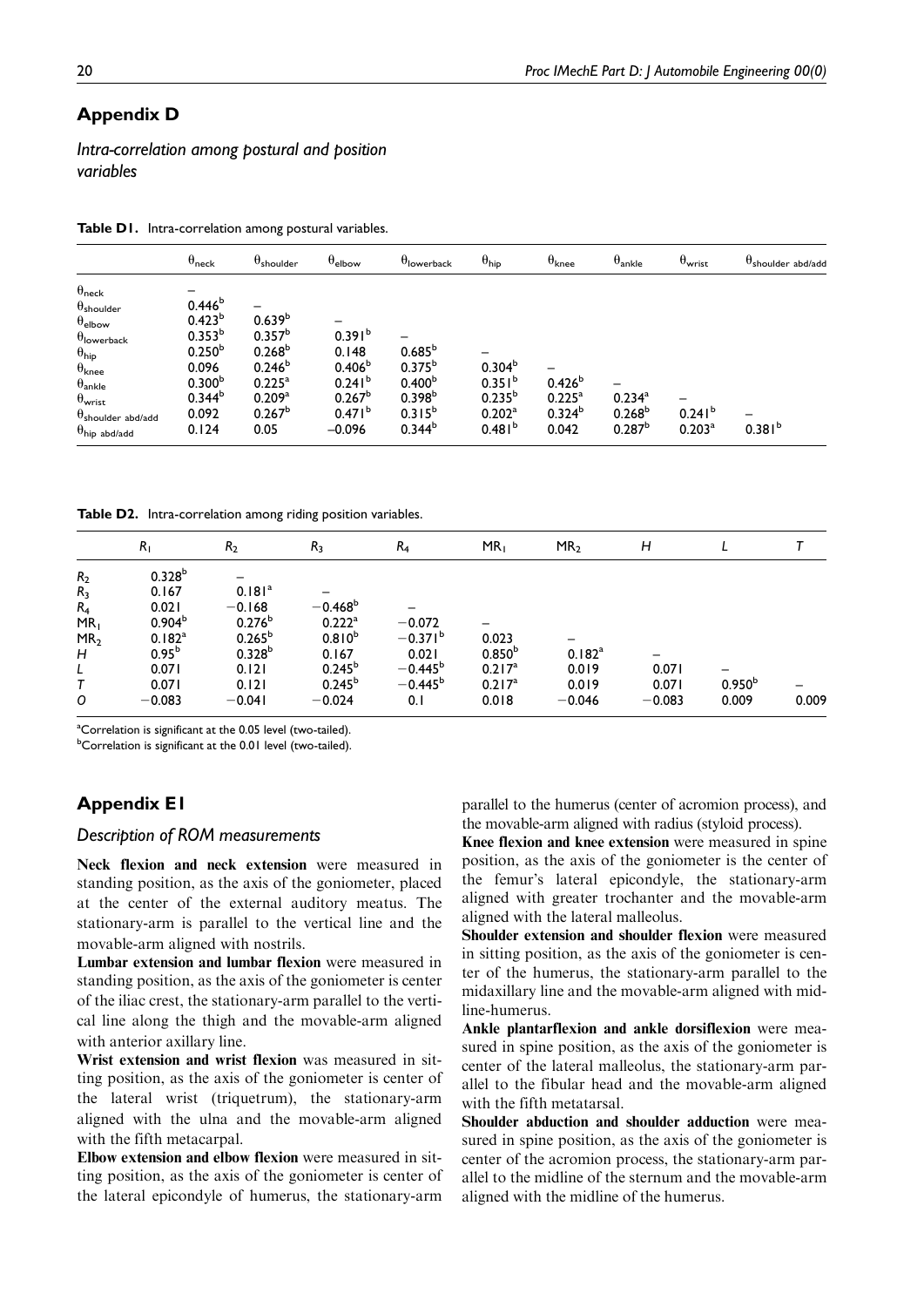## Appendix D

### *Intra-correlation among postural and position variables*

**Table D1.** Intra-correlation among postural variables.

| | $\theta_{neck}$ | $\theta_{shoulder}$ | $\theta_{elbow}$ | $\theta_{lowerback}$ | $\theta_{hip}$ | $\theta_{knee}$ | $\theta_{ankle}$ | $\theta_{wrist}$ | $\theta_{shoulder\ abd/add}$ |
|---|---|---|---|---|---|---|---|---|---|
| $\theta_{neck}$ | – | | | | | | | | |
| $\theta_{shoulder}$ | 0.446[b] | – | | | | | | | |
| $\theta_{elbow}$ | 0.423[b] | 0.639[b] | – | | | | | | |
| $\theta_{lowerback}$ | 0.353[b] | 0.357[b] | 0.391[b] | – | | | | | |
| $\theta_{hip}$ | 0.250[b] | 0.268[b] | 0.148 | 0.685[b] | – | | | | |
| $\theta_{knee}$ | 0.096 | 0.246[b] | 0.406[b] | 0.375[b] | 0.304[b] | – | | | |
| $\theta_{ankle}$ | 0.300[b] | 0.225[a] | 0.241[b] | 0.400[b] | 0.351[b] | 0.426[b] | – | | |
| $\theta_{wrist}$ | 0.344[b] | 0.209[a] | 0.267[b] | 0.398[b] | 0.235[b] | 0.225[a] | 0.234[a] | – | |
| $\theta_{shoulder\ abd/add}$ | 0.092 | 0.267[b] | 0.471[b] | 0.315[b] | 0.202[a] | 0.324[b] | 0.268[b] | 0.241[b] | – |
| $\theta_{hip\ abd/add}$ | 0.124 | 0.05 | −0.096 | 0.344[b] | 0.481[b] | 0.042 | 0.287[b] | 0.203[a] | 0.381[b] |

**Table D2.** Intra-correlation among riding position variables.

| | $R_1$ | $R_2$ | $R_3$ | $R_4$ | $MR_1$ | $MR_2$ | $H$ | $L$ | $T$ |
|---|---|---|---|---|---|---|---|---|---|
| $R_2$ | 0.328[b] | – | | | | | | | |
| $R_3$ | 0.167 | 0.181[a] | – | | | | | | |
| $R_4$ | 0.021 | −0.168 | −0.468[b] | – | | | | | |
| $MR_1$ | 0.904[b] | 0.276[b] | 0.222[a] | −0.072 | – | | | | |
| $MR_2$ | 0.182[a] | 0.265[b] | 0.810[b] | −0.371[b] | 0.023 | – | | | |
| $H$ | 0.95[b] | 0.328[b] | 0.167 | 0.021 | 0.850[b] | 0.182[a] | – | | |
| $L$ | 0.071 | 0.121 | 0.245[b] | −0.445[b] | 0.217[a] | 0.019 | 0.071 | – | |
| $T$ | 0.071 | 0.121 | 0.245[b] | −0.445[b] | 0.217[a] | 0.019 | 0.071 | 0.950[b] | – |
| $O$ | −0.083 | −0.041 | −0.024 | 0.1 | 0.018 | −0.046 | −0.083 | 0.009 | 0.009 |

[a]Correlation is significant at the 0.05 level (two-tailed).
[b]Correlation is significant at the 0.01 level (two-tailed).

## Appendix E1

### *Description of ROM measurements*

**Neck flexion and neck extension** were measured in standing position, as the axis of the goniometer, placed at the center of the external auditory meatus. The stationary-arm is parallel to the vertical line and the movable-arm aligned with nostrils.

**Lumbar extension and lumbar flexion** were measured in standing position, as the axis of the goniometer is center of the iliac crest, the stationary-arm parallel to the vertical line along the thigh and the movable-arm aligned with anterior axillary line.

**Wrist extension and wrist flexion** was measured in sitting position, as the axis of the goniometer is center of the lateral wrist (triquetrum), the stationary-arm aligned with the ulna and the movable-arm aligned with the fifth metacarpal.

**Elbow extension and elbow flexion** were measured in sitting position, as the axis of the goniometer is center of the lateral epicondyle of humerus, the stationary-arm parallel to the humerus (center of acromion process), and the movable-arm aligned with radius (styloid process).

**Knee flexion and knee extension** were measured in spine position, as the axis of the goniometer is the center of the femur's lateral epicondyle, the stationary-arm aligned with greater trochanter and the movable-arm aligned with the lateral malleolus.

**Shoulder extension and shoulder flexion** were measured in sitting position, as the axis of the goniometer is center of the humerus, the stationary-arm parallel to the midaxillary line and the movable-arm aligned with midline-humerus.

**Ankle plantarflexion and ankle dorsiflexion** were measured in spine position, as the axis of the goniometer is center of the lateral malleolus, the stationary-arm parallel to the fibular head and the movable-arm aligned with the fifth metatarsal.

**Shoulder abduction and shoulder adduction** were measured in spine position, as the axis of the goniometer is center of the acromion process, the stationary-arm parallel to the midline of the sternum and the movable-arm aligned with the midline of the humerus.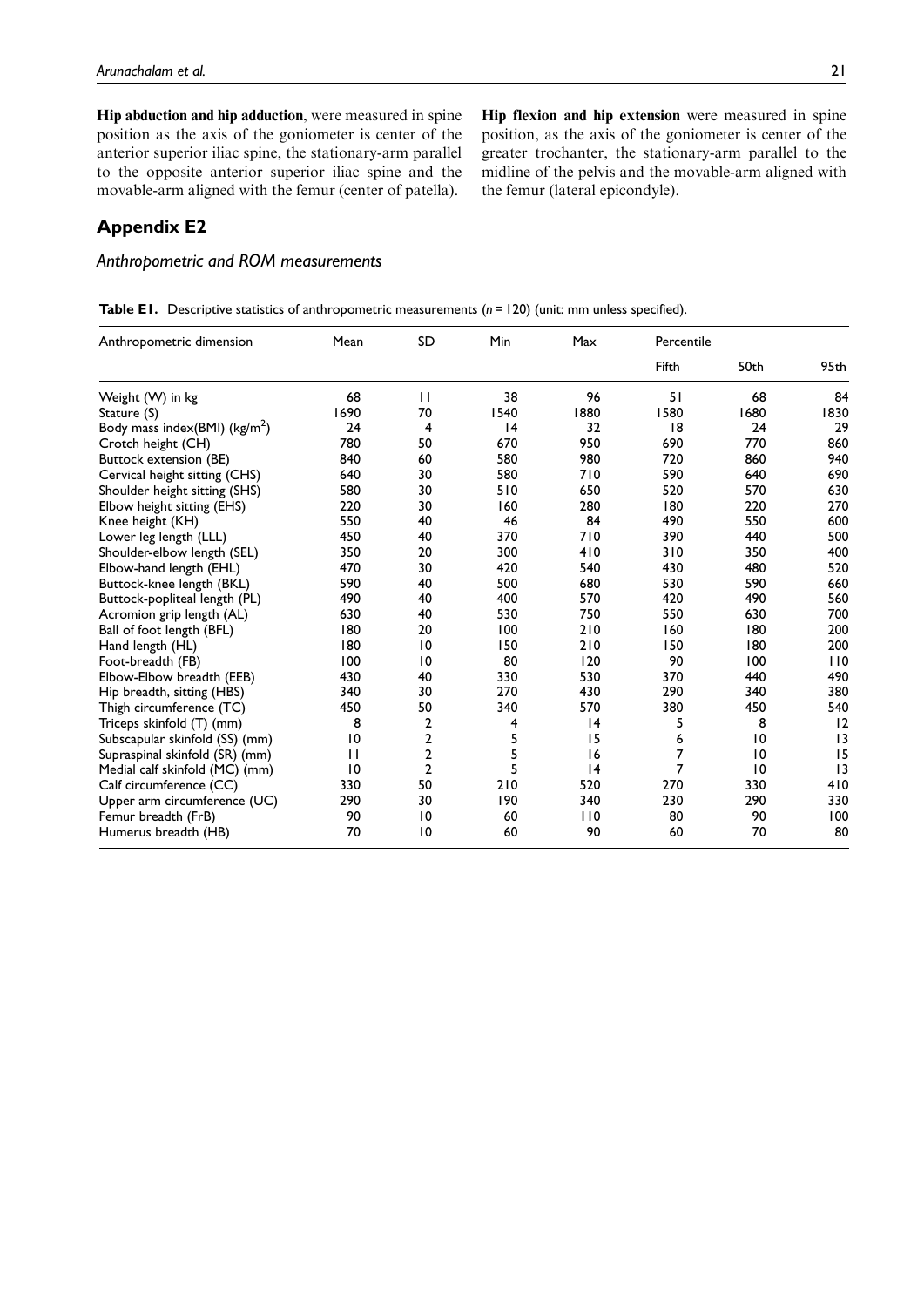**Hip abduction and hip adduction**, were measured in spine position as the axis of the goniometer is center of the anterior superior iliac spine, the stationary-arm parallel to the opposite anterior superior iliac spine and the movable-arm aligned with the femur (center of patella).

**Hip flexion and hip extension** were measured in spine position, as the axis of the goniometer is center of the greater trochanter, the stationary-arm parallel to the midline of the pelvis and the movable-arm aligned with the femur (lateral epicondyle).

## Appendix E2

### *Anthropometric and ROM measurements*

**Table E1.** Descriptive statistics of anthropometric measurements ($n = 120$) (unit: mm unless specified).

| Anthropometric dimension | Mean | SD | Min | Max | Percentile | | |
|---|---|---|---|---|---|---|---|
| | | | | | Fifth | 50th | 95th |
| Weight (W) in kg | 68 | 11 | 38 | 96 | 51 | 68 | 84 |
| Stature (S) | 1690 | 70 | 1540 | 1880 | 1580 | 1680 | 1830 |
| Body mass index(BMI) (kg/m$^2$) | 24 | 4 | 14 | 32 | 18 | 24 | 29 |
| Crotch height (CH) | 780 | 50 | 670 | 950 | 690 | 770 | 860 |
| Buttock extension (BE) | 840 | 60 | 580 | 980 | 720 | 860 | 940 |
| Cervical height sitting (CHS) | 640 | 30 | 580 | 710 | 590 | 640 | 690 |
| Shoulder height sitting (SHS) | 580 | 30 | 510 | 650 | 520 | 570 | 630 |
| Elbow height sitting (EHS) | 220 | 30 | 160 | 280 | 180 | 220 | 270 |
| Knee height (KH) | 550 | 40 | 46 | 84 | 490 | 550 | 600 |
| Lower leg length (LLL) | 450 | 40 | 370 | 710 | 390 | 440 | 500 |
| Shoulder-elbow length (SEL) | 350 | 20 | 300 | 410 | 310 | 350 | 400 |
| Elbow-hand length (EHL) | 470 | 30 | 420 | 540 | 430 | 480 | 520 |
| Buttock-knee length (BKL) | 590 | 40 | 500 | 680 | 530 | 590 | 660 |
| Buttock-popliteal length (PL) | 490 | 40 | 400 | 570 | 420 | 490 | 560 |
| Acromion grip length (AL) | 630 | 40 | 530 | 750 | 550 | 630 | 700 |
| Ball of foot length (BFL) | 180 | 20 | 100 | 210 | 160 | 180 | 200 |
| Hand length (HL) | 180 | 10 | 150 | 210 | 150 | 180 | 200 |
| Foot-breadth (FB) | 100 | 10 | 80 | 120 | 90 | 100 | 110 |
| Elbow-Elbow breadth (EEB) | 430 | 40 | 330 | 530 | 370 | 440 | 490 |
| Hip breadth, sitting (HBS) | 340 | 30 | 270 | 430 | 290 | 340 | 380 |
| Thigh circumference (TC) | 450 | 50 | 340 | 570 | 380 | 450 | 540 |
| Triceps skinfold (T) (mm) | 8 | 2 | 4 | 14 | 5 | 8 | 12 |
| Subscapular skinfold (SS) (mm) | 10 | 2 | 5 | 15 | 6 | 10 | 13 |
| Supraspinal skinfold (SR) (mm) | 11 | 2 | 5 | 16 | 7 | 10 | 15 |
| Medial calf skinfold (MC) (mm) | 10 | 2 | 5 | 14 | 7 | 10 | 13 |
| Calf circumference (CC) | 330 | 50 | 210 | 520 | 270 | 330 | 410 |
| Upper arm circumference (UC) | 290 | 30 | 190 | 340 | 230 | 290 | 330 |
| Femur breadth (FrB) | 90 | 10 | 60 | 110 | 80 | 90 | 100 |
| Humerus breadth (HB) | 70 | 10 | 60 | 90 | 60 | 70 | 80 |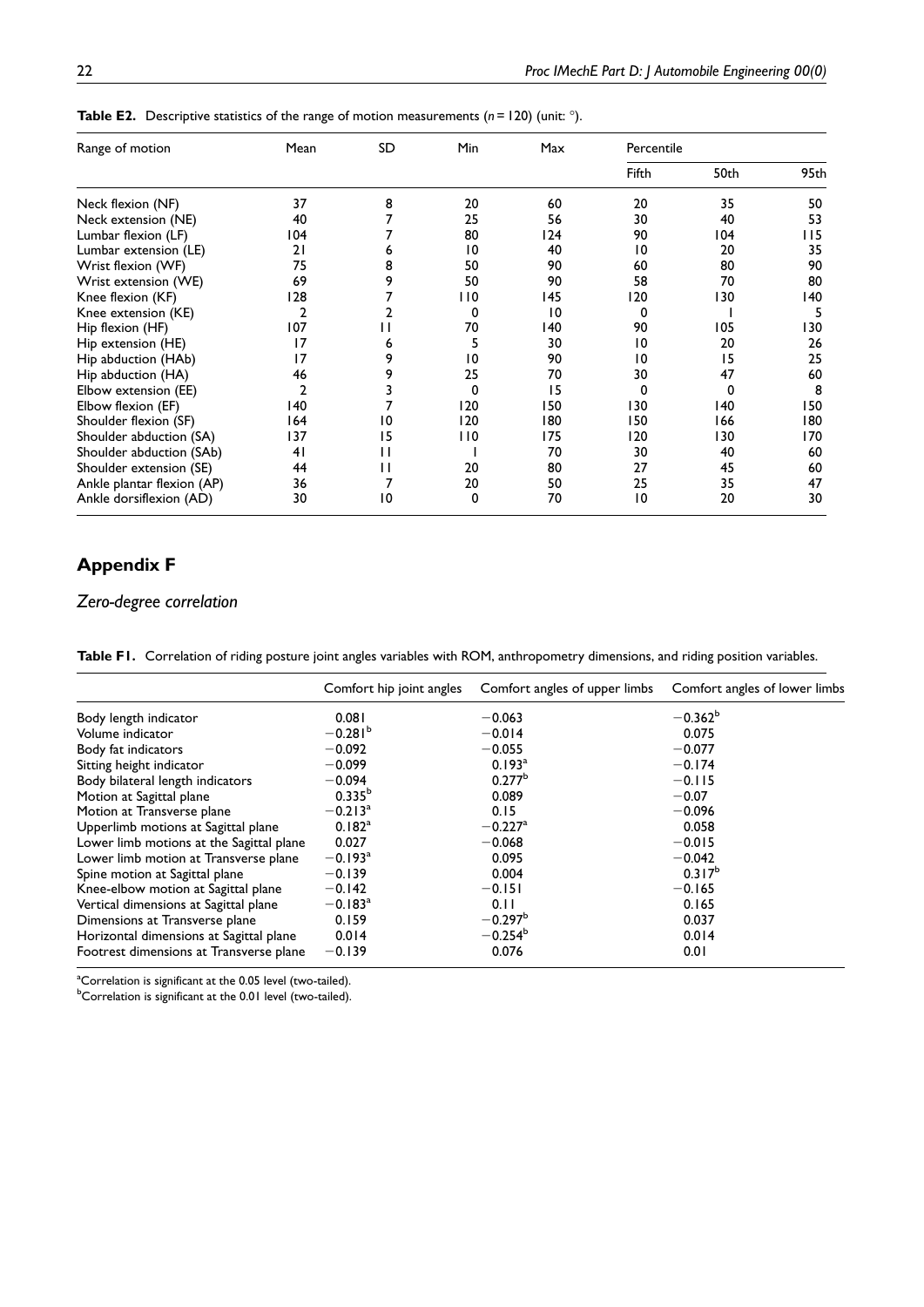**Table E2.** Descriptive statistics of the range of motion measurements ($n = 120$) (unit: °).

| Range of motion | Mean | SD | Min | Max | Percentile | | |
|---|---|---|---|---|---|---|---|
| | | | | | Fifth | 50th | 95th |
| Neck flexion (NF) | 37 | 8 | 20 | 60 | 20 | 35 | 50 |
| Neck extension (NE) | 40 | 7 | 25 | 56 | 30 | 40 | 53 |
| Lumbar flexion (LF) | 104 | 7 | 80 | 124 | 90 | 104 | 115 |
| Lumbar extension (LE) | 21 | 6 | 10 | 40 | 10 | 20 | 35 |
| Wrist flexion (WF) | 75 | 8 | 50 | 90 | 60 | 80 | 90 |
| Wrist extension (WE) | 69 | 9 | 50 | 90 | 58 | 70 | 80 |
| Knee flexion (KF) | 128 | 7 | 110 | 145 | 120 | 130 | 140 |
| Knee extension (KE) | 2 | 2 | 0 | 10 | 0 | 1 | 5 |
| Hip flexion (HF) | 107 | 11 | 70 | 140 | 90 | 105 | 130 |
| Hip extension (HE) | 17 | 6 | 5 | 30 | 10 | 20 | 26 |
| Hip abduction (HAb) | 17 | 9 | 10 | 90 | 10 | 15 | 25 |
| Hip abduction (HA) | 46 | 9 | 25 | 70 | 30 | 47 | 60 |
| Elbow extension (EE) | 2 | 3 | 0 | 15 | 0 | 0 | 8 |
| Elbow flexion (EF) | 140 | 7 | 120 | 150 | 130 | 140 | 150 |
| Shoulder flexion (SF) | 164 | 10 | 120 | 180 | 150 | 166 | 180 |
| Shoulder abduction (SA) | 137 | 15 | 110 | 175 | 120 | 130 | 170 |
| Shoulder abduction (SAb) | 41 | 11 | 1 | 70 | 30 | 40 | 60 |
| Shoulder extension (SE) | 44 | 11 | 20 | 80 | 27 | 45 | 60 |
| Ankle plantar flexion (AP) | 36 | 7 | 20 | 50 | 25 | 35 | 47 |
| Ankle dorsiflexion (AD) | 30 | 10 | 0 | 70 | 10 | 20 | 30 |

# Appendix F

## *Zero-degree correlation*

**Table F1.** Correlation of riding posture joint angles variables with ROM, anthropometry dimensions, and riding position variables.

| | Comfort hip joint angles | Comfort angles of upper limbs | Comfort angles of lower limbs |
|---|---|---|---|
| Body length indicator | 0.081 | −0.063 | −0.362[b] |
| Volume indicator | −0.281[b] | −0.014 | 0.075 |
| Body fat indicators | −0.092 | −0.055 | −0.077 |
| Sitting height indicator | −0.099 | 0.193[a] | −0.174 |
| Body bilateral length indicators | −0.094 | 0.277[b] | −0.115 |
| Motion at Sagittal plane | 0.335[b] | 0.089 | −0.07 |
| Motion at Transverse plane | −0.213[a] | 0.15 | −0.096 |
| Upperlimb motions at Sagittal plane | 0.182[a] | −0.227[a] | 0.058 |
| Lower limb motions at the Sagittal plane | 0.027 | −0.068 | −0.015 |
| Lower limb motion at Transverse plane | −0.193[a] | 0.095 | −0.042 |
| Spine motion at Sagittal plane | −0.139 | 0.004 | 0.317[b] |
| Knee-elbow motion at Sagittal plane | −0.142 | −0.151 | −0.165 |
| Vertical dimensions at Sagittal plane | −0.183[a] | 0.11 | 0.165 |
| Dimensions at Transverse plane | 0.159 | −0.297[b] | 0.037 |
| Horizontal dimensions at Sagittal plane | 0.014 | −0.254[b] | 0.014 |
| Footrest dimensions at Transverse plane | −0.139 | 0.076 | 0.01 |

[a]Correlation is significant at the 0.05 level (two-tailed).
[b]Correlation is significant at the 0.01 level (two-tailed).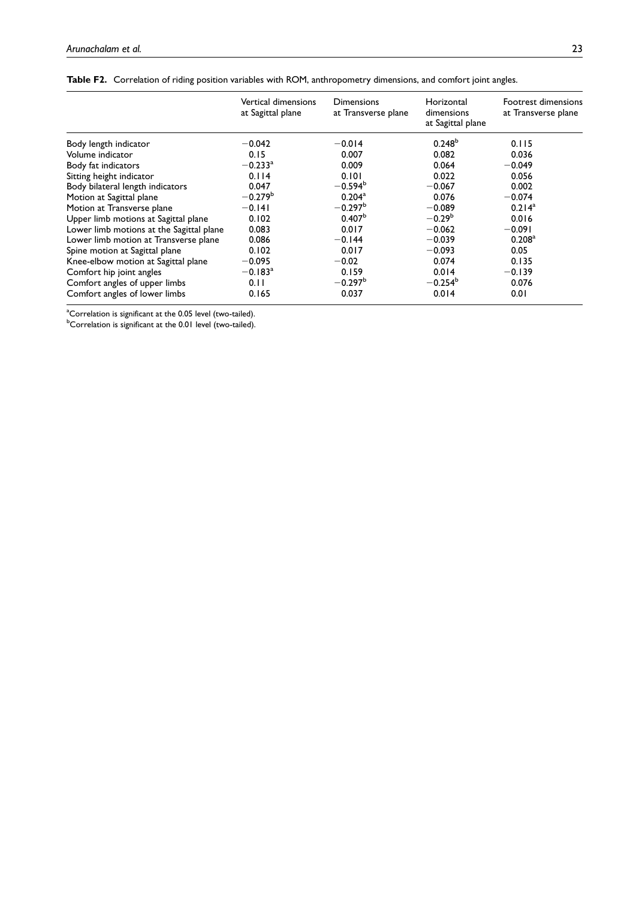**Table F2.** Correlation of riding position variables with ROM, anthropometry dimensions, and comfort joint angles.

| | Vertical dimensions at Sagittal plane | Dimensions at Transverse plane | Horizontal dimensions at Sagittal plane | Footrest dimensions at Transverse plane |
|---|---|---|---|---|
| Body length indicator | −0.042 | −0.014 | 0.248[b] | 0.115 |
| Volume indicator | 0.15 | 0.007 | 0.082 | 0.036 |
| Body fat indicators | −0.233[a] | 0.009 | 0.064 | −0.049 |
| Sitting height indicator | 0.114 | 0.101 | 0.022 | 0.056 |
| Body bilateral length indicators | 0.047 | −0.594[b] | −0.067 | 0.002 |
| Motion at Sagittal plane | −0.279[b] | 0.204[a] | 0.076 | −0.074 |
| Motion at Transverse plane | −0.141 | −0.297[b] | −0.089 | 0.214[a] |
| Upper limb motions at Sagittal plane | 0.102 | 0.407[b] | −0.29[b] | 0.016 |
| Lower limb motions at the Sagittal plane | 0.083 | 0.017 | −0.062 | −0.091 |
| Lower limb motion at Transverse plane | 0.086 | −0.144 | −0.039 | 0.208[a] |
| Spine motion at Sagittal plane | 0.102 | 0.017 | −0.093 | 0.05 |
| Knee-elbow motion at Sagittal plane | −0.095 | −0.02 | 0.074 | 0.135 |
| Comfort hip joint angles | −0.183[a] | 0.159 | 0.014 | −0.139 |
| Comfort angles of upper limbs | 0.11 | −0.297[b] | −0.254[b] | 0.076 |
| Comfort angles of lower limbs | 0.165 | 0.037 | 0.014 | 0.01 |

[a]Correlation is significant at the 0.05 level (two-tailed).
[b]Correlation is significant at the 0.01 level (two-tailed).